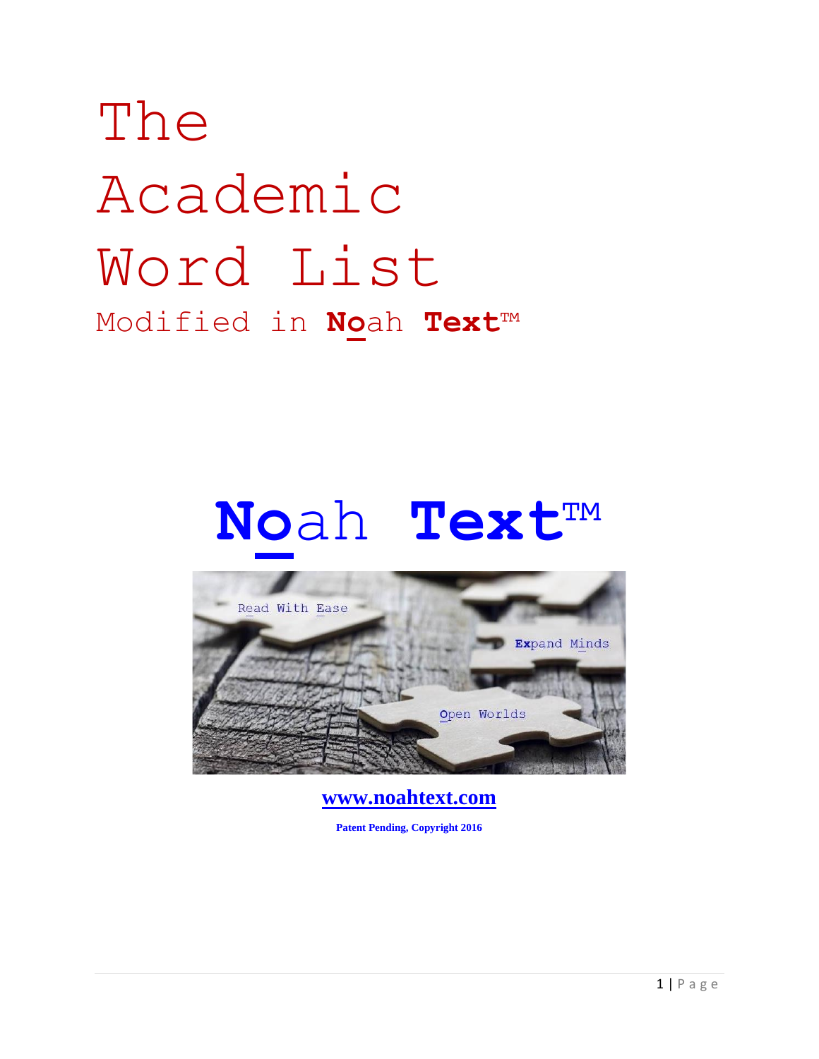# The Academic Word List

## Modified in **No**ah **Text**™

# **No**ah **Text**™

Read With Ease

**Ex**pand Minds

Open Worlds

**www.noahtext.com**

**Patent Pending, Copyright 2016**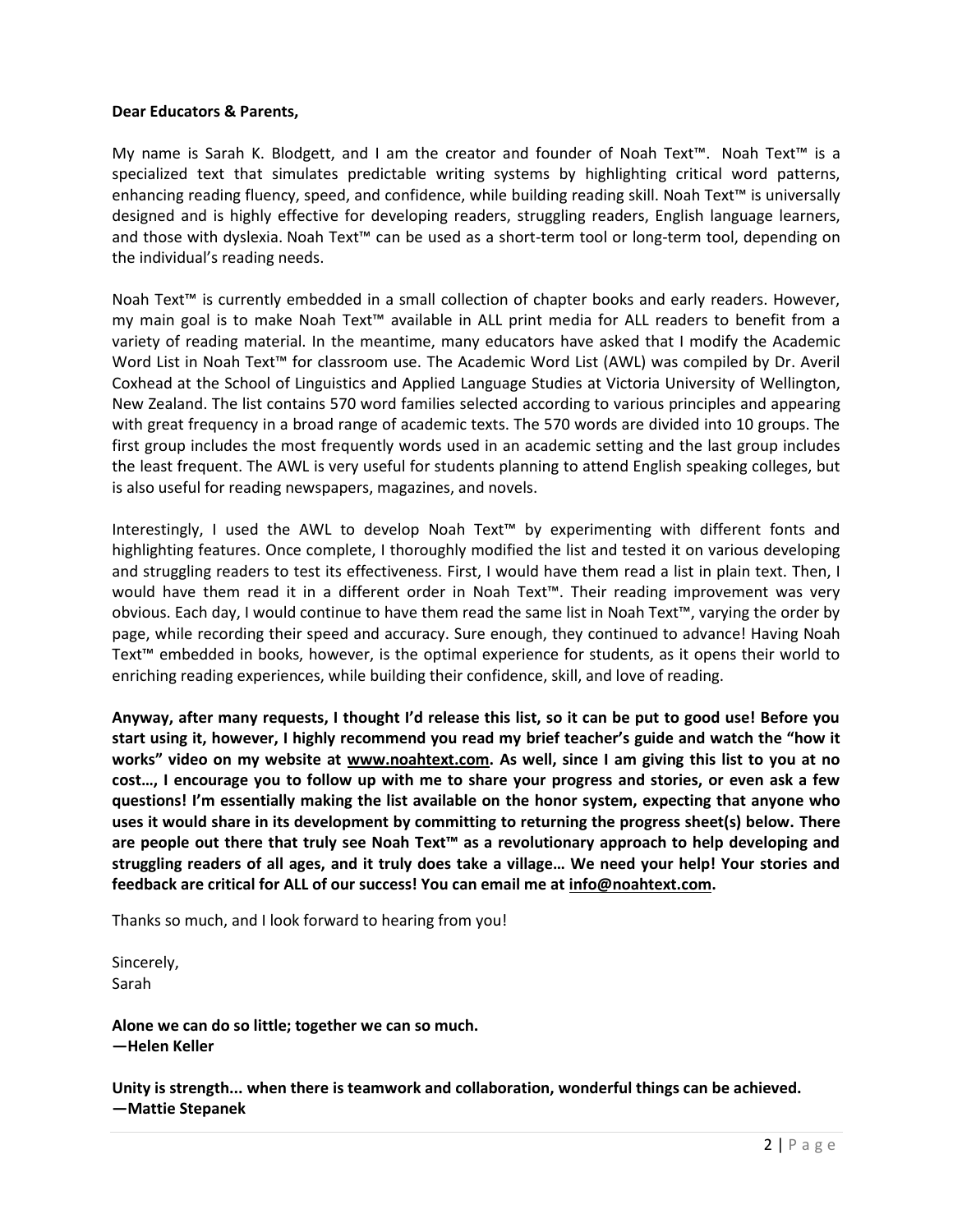**Dear Educators & Parents,**

My name is Sarah K. Blodgett, and I am the creator and founder of Noah Text™. Noah Text™ is a specialized text that simulates predictable writing systems by highlighting critical word patterns, enhancing reading fluency, speed, and confidence, while building reading skill. Noah Text™ is universally designed and is highly effective for developing readers, struggling readers, English language learners, and those with dyslexia. Noah Text™ can be used as a short-term tool or long-term tool, depending on the individual's reading needs.

Noah Text™ is currently embedded in a small collection of chapter books and early readers. However, my main goal is to make Noah Text™ available in ALL print media for ALL readers to benefit from a variety of reading material. In the meantime, many educators have asked that I modify the Academic Word List in Noah Text™ for classroom use. The Academic Word List (AWL) was compiled by Dr. Averil Coxhead at the School of Linguistics and Applied Language Studies at Victoria University of Wellington, New Zealand. The list contains 570 word families selected according to various principles and appearing with great frequency in a broad range of academic texts. The 570 words are divided into 10 groups. The first group includes the most frequently words used in an academic setting and the last group includes the least frequent. The AWL is very useful for students planning to attend English speaking colleges, but is also useful for reading newspapers, magazines, and novels.

Interestingly, I used the AWL to develop Noah Text™ by experimenting with different fonts and highlighting features. Once complete, I thoroughly modified the list and tested it on various developing and struggling readers to test its effectiveness. First, I would have them read a list in plain text. Then, I would have them read it in a different order in Noah Text™. Their reading improvement was very obvious. Each day, I would continue to have them read the same list in Noah Text™, varying the order by page, while recording their speed and accuracy. Sure enough, they continued to advance! Having Noah Text™ embedded in books, however, is the optimal experience for students, as it opens their world to enriching reading experiences, while building their confidence, skill, and love of reading.

**Anyway, after many requests, I thought I'd release this list, so it can be put to good use! Before you start using it, however, I highly recommend you read my brief teacher's guide and watch the "how it works" video on my website at www.noahtext.com. As well, since I am giving this list to you at no cost…, I encourage you to follow up with me to share your progress and stories, or even ask a few questions! I'm essentially making the list available on the honor system, expecting that anyone who uses it would share in its development by committing to returning the progress sheet(s) below. There are people out there that truly see Noah Text™ as a revolutionary approach to help developing and struggling readers of all ages, and it truly does take a village… We need your help! Your stories and feedback are critical for ALL of our success! You can email me at info@noahtext.com.**

Thanks so much, and I look forward to hearing from you!

Sincerely,
Sarah

**Alone we can do so little; together we can so much.**
**—Helen Keller**

**Unity is strength... when there is teamwork and collaboration, wonderful things can be achieved.**
**—Mattie Stepanek**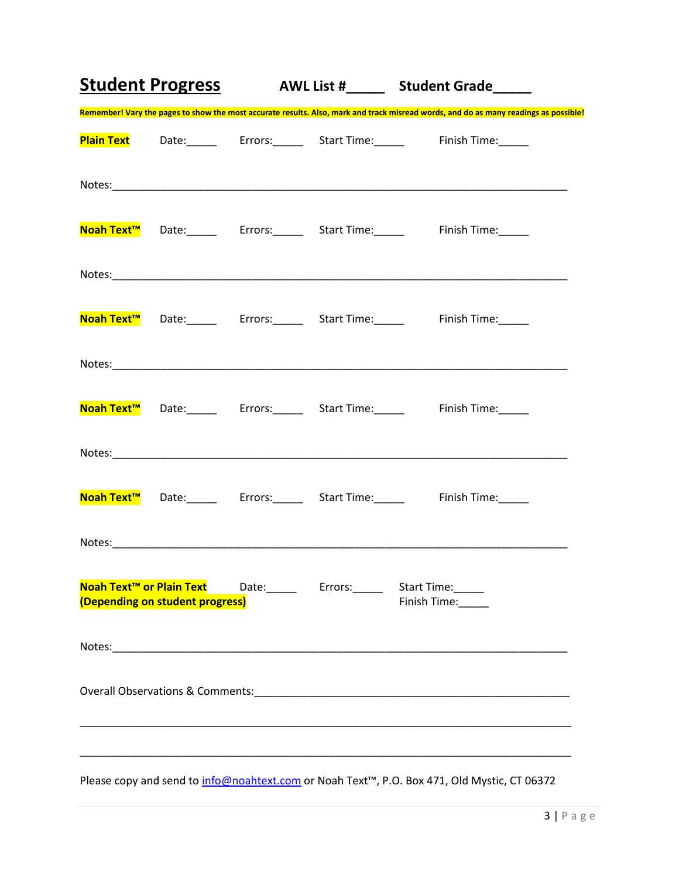# Student Progress

**AWL List #_____ Student Grade_____**

**Remember! Vary the pages to show the most accurate results. Also, mark and track misread words, and do as many readings as possible!**

**Plain Text** Date:_____ Errors:_____ Start Time:_____ Finish Time:_____

Notes:______________________________________________________________________________

**Noah Text™** Date:_____ Errors:_____ Start Time:_____ Finish Time:_____

Notes:______________________________________________________________________________

**Noah Text™** Date:_____ Errors:_____ Start Time:_____ Finish Time:_____

Notes:______________________________________________________________________________

**Noah Text™** Date:_____ Errors:_____ Start Time:_____ Finish Time:_____

Notes:______________________________________________________________________________

**Noah Text™** Date:_____ Errors:_____ Start Time:_____ Finish Time:_____

Notes:______________________________________________________________________________

**Noah Text™ or Plain Text (Depending on student progress)** Date:_____ Errors:_____ Start Time:_____ Finish Time:_____

Notes:______________________________________________________________________________

Overall Observations & Comments:__________________________________________________

_____________________________________________________________________________________

_____________________________________________________________________________________

Please copy and send to info@noahtext.com or Noah Text™, P.O. Box 471, Old Mystic, CT 06372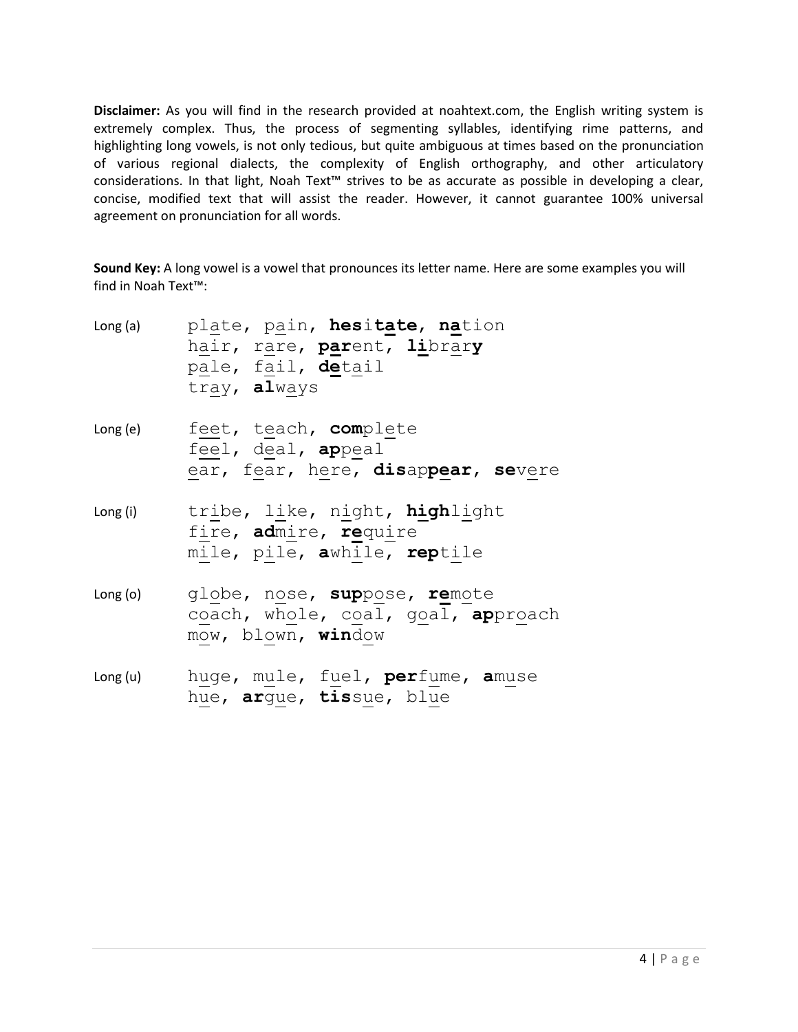**Disclaimer:** As you will find in the research provided at noahtext.com, the English writing system is extremely complex. Thus, the process of segmenting syllables, identifying rime patterns, and highlighting long vowels, is not only tedious, but quite ambiguous at times based on the pronunciation of various regional dialects, the complexity of English orthography, and other articulatory considerations. In that light, Noah Text™ strives to be as accurate as possible in developing a clear, concise, modified text that will assist the reader. However, it cannot guarantee 100% universal agreement on pronunciation for all words.

**Sound Key:** A long vowel is a vowel that pronounces its letter name. Here are some examples you will find in Noah Text™:

Long (a)
plate, pain, **hes**i**tate**, **na**tion
hair, rare, **par**ent, **li**brar**y**
pale, fail, **de**tail
tray, **al**ways

Long (e)
feet, teach, **com**plete
feel, deal, **ap**peal
ear, fear, here, **dis**ap**pear**, **se**vere

Long (i)
tribe, like, night, **high**light
fire, **ad**mire, **re**quire
mile, pile, **a**while, **rep**tile

Long (o)
globe, nose, **sup**pose, **re**mote
coach, whole, coal, goal, **ap**proach
mow, blown, **win**dow

Long (u)
huge, mule, fuel, **per**fume, **a**muse
hue, **ar**gue, **tis**sue, blue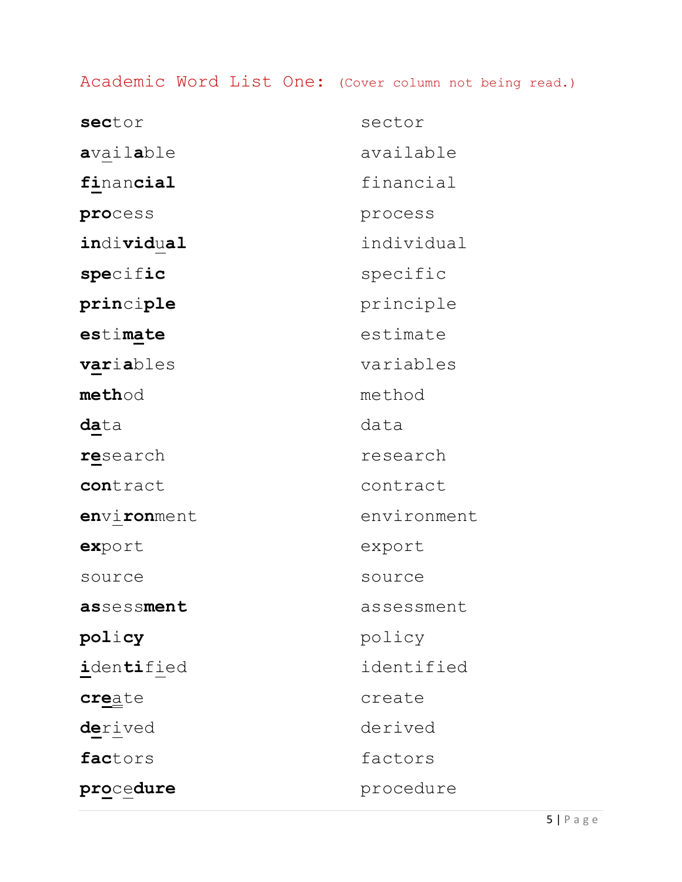Academic Word List One: (Cover column not being read.)

| | |
|---|---|
| **sec**tor | sector |
| **a**vail**a**ble | available |
| **fi**nan**cial** | financial |
| **pro**cess | process |
| **in**di**vid**u**al** | individual |
| **spe**cif**ic** | specific |
| **prin**ci**ple** | principle |
| **es**ti**mate** | estimate |
| **var**ia**b**les | variables |
| **meth**od | method |
| **da**ta | data |
| **re**search | research |
| **con**tract | contract |
| **en**vi**ron**ment | environment |
| **ex**port | export |
| source | source |
| **as**sess**ment** | assessment |
| **pol**i**cy** | policy |
| **i**den**ti**fied | identified |
| **cre**ate | create |
| **de**rived | derived |
| **fac**tors | factors |
| **pro**ce**dure** | procedure |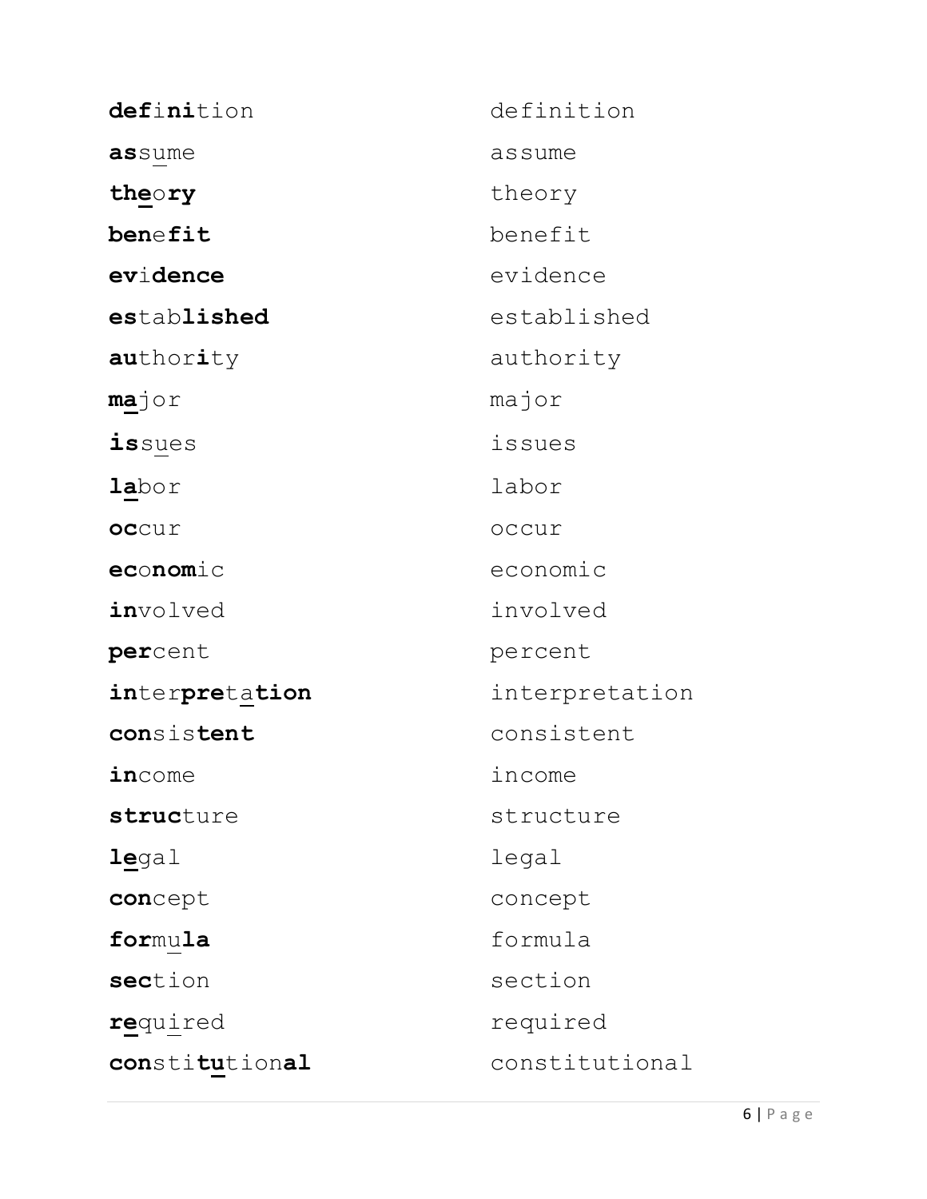| | |
|---|---|
| **def**i**ni**tion | definition |
| **as**sume | assume |
| **the**o**ry** | theory |
| **ben**e**fit** | benefit |
| **ev**i**dence** | evidence |
| **es**tab**lished** | established |
| **au**thor**i**ty | authority |
| **ma**jor | major |
| **is**sues | issues |
| **la**bor | labor |
| **oc**cur | occur |
| **ec**o**nom**ic | economic |
| **in**volved | involved |
| **per**cent | percent |
| **in**ter**pre**ta**tion** | interpretation |
| **con**sis**tent** | consistent |
| **in**come | income |
| **struc**ture | structure |
| **le**gal | legal |
| **con**cept | concept |
| **for**mu**la** | formula |
| **sec**tion | section |
| **re**quired | required |
| **con**sti**tu**tion**al** | constitutional |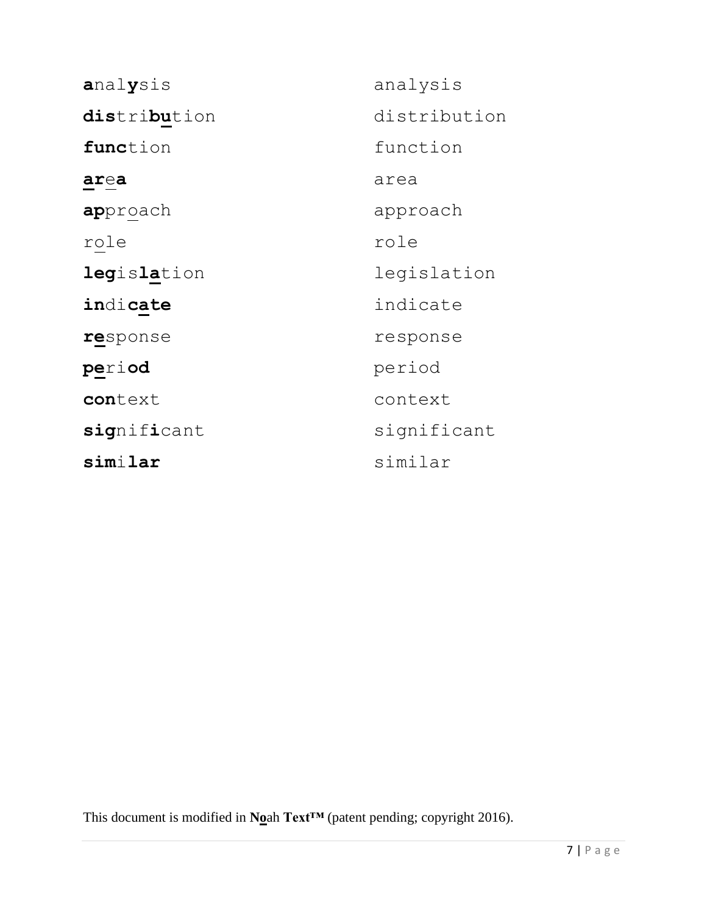| | |
|---|---|
| **a**nal**y**sis | analysis |
| **dis**tri**bu**tion | distribution |
| **func**tion | function |
| **ar**e**a** | area |
| **ap**proach | approach |
| role | role |
| **leg**is**la**tion | legislation |
| **in**di**cate** | indicate |
| **re**sponse | response |
| **pe**ri**od** | period |
| **con**text | context |
| **sig**nif**i**cant | significant |
| **sim**i**lar** | similar |

This document is modified in **No**ah **Text™** (patent pending; copyright 2016).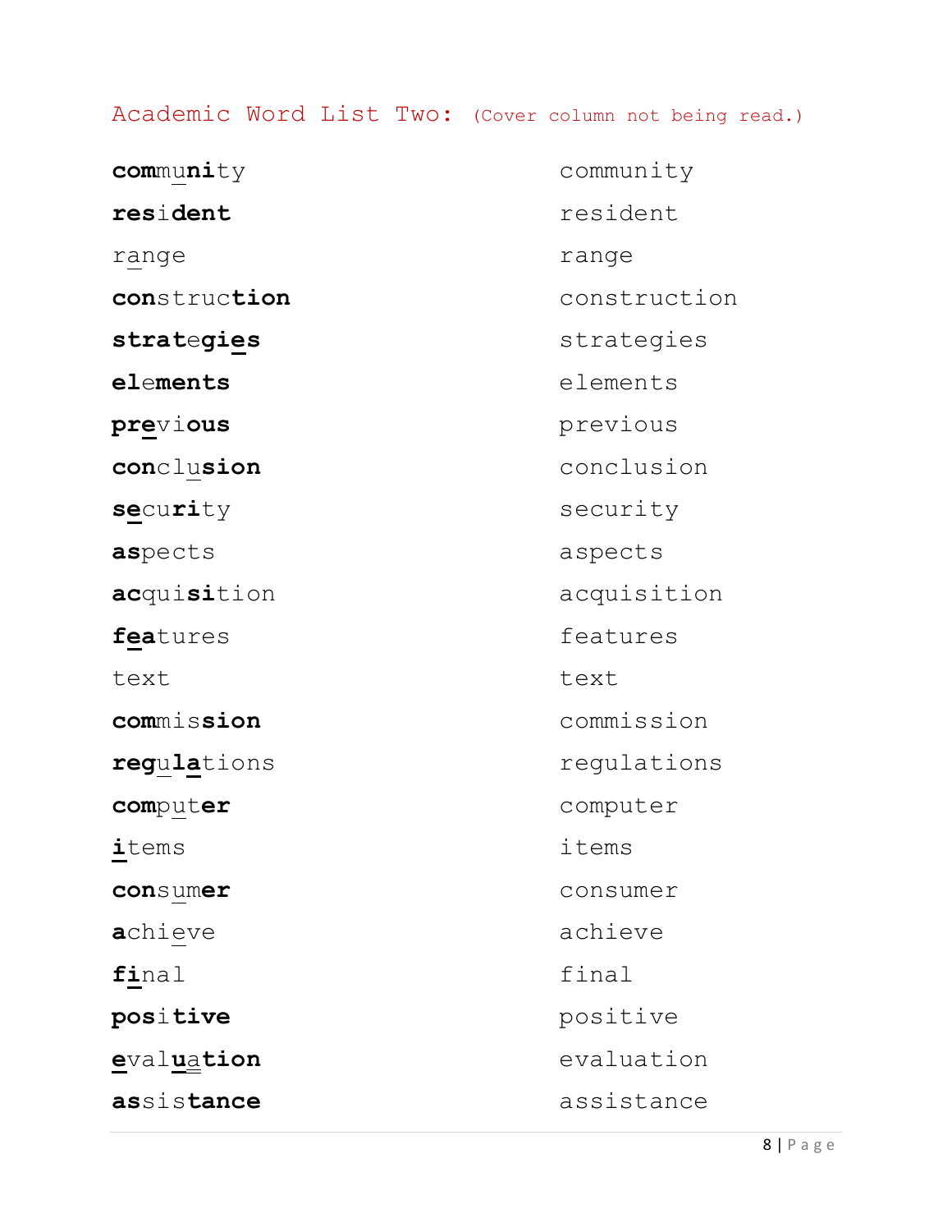Academic Word List Two: (Cover column not being read.)

| | |
|---|---|
| **com**mu**ni**ty | community |
| **res**i**dent** | resident |
| range | range |
| **con**struc**tion** | construction |
| **strat**e**gies** | strategies |
| **el**e**ments** | elements |
| **pre**vi**ous** | previous |
| **con**clu**sion** | conclusion |
| **se**cu**ri**ty | security |
| **as**pects | aspects |
| **ac**qui**si**tion | acquisition |
| **fea**tures | features |
| text | text |
| **com**mis**sion** | commission |
| **reg**u**la**tions | regulations |
| **com**pu**ter** | computer |
| **i**tems | items |
| **con**su**mer** | consumer |
| **a**chieve | achieve |
| **fi**nal | final |
| **pos**i**tive** | positive |
| **e**val**u**a**tion** | evaluation |
| **as**sis**tance** | assistance |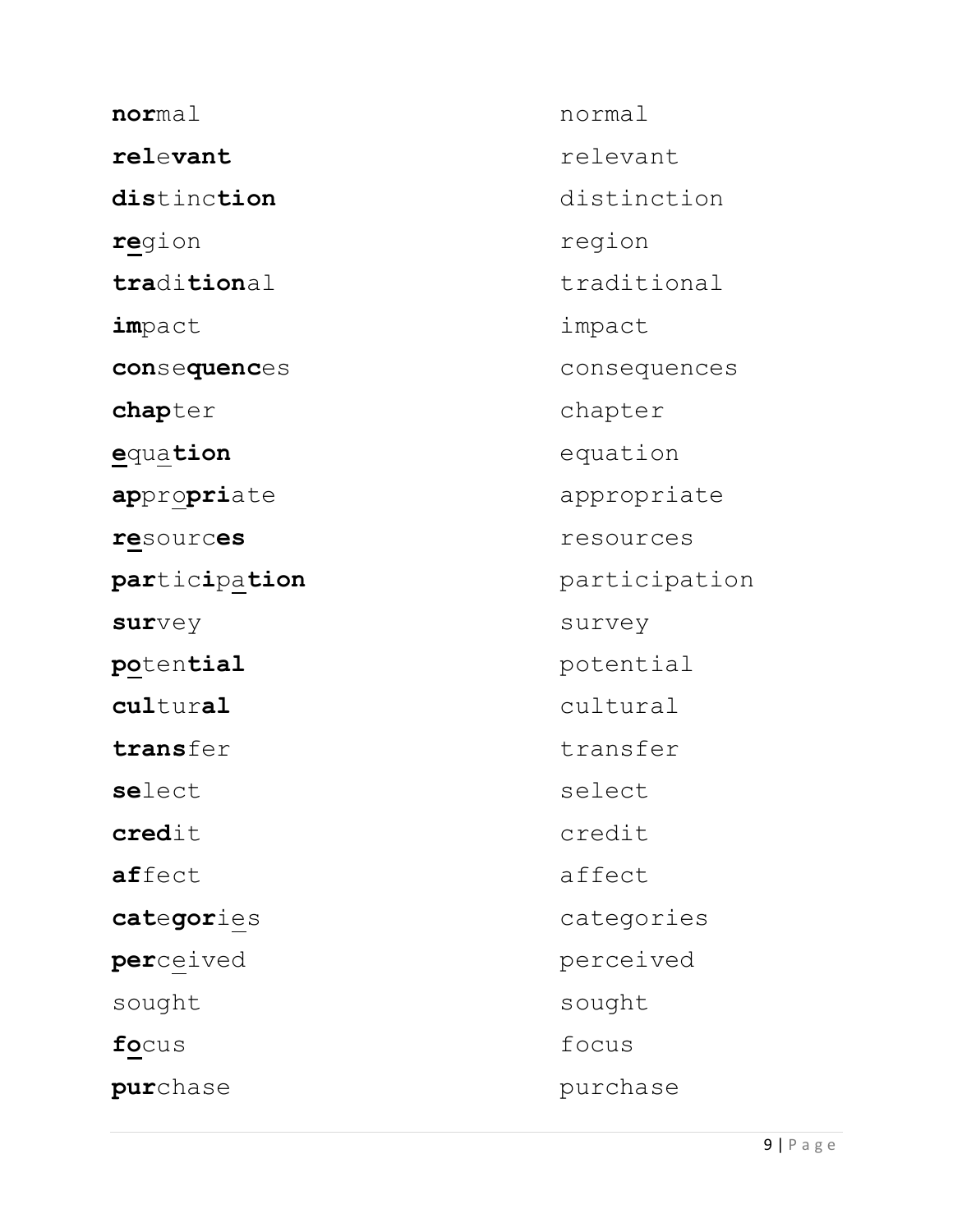**nor**mal

**rel**e**vant**

**dis**tinc**tion**

**re**gion

**tra**di**tion**al

**im**pact

**con**se**quenc**es

**chap**ter

**e**qua**tion**

**ap**pro**pri**ate

**re**sourc**es**

**par**tic**i**pa**tion**

**sur**vey

**po**ten**tial**

**cul**tur**al**

**trans**fer

**se**lect

**cred**it

**af**fect

**cat**e**gor**ies

**per**ceived

sought

**fo**cus

**pur**chase

normal

relevant

distinction

region

traditional

impact

consequences

chapter

equation

appropriate

resources

participation

survey

potential

cultural

transfer

select

credit

affect

categories

perceived

sought

focus

purchase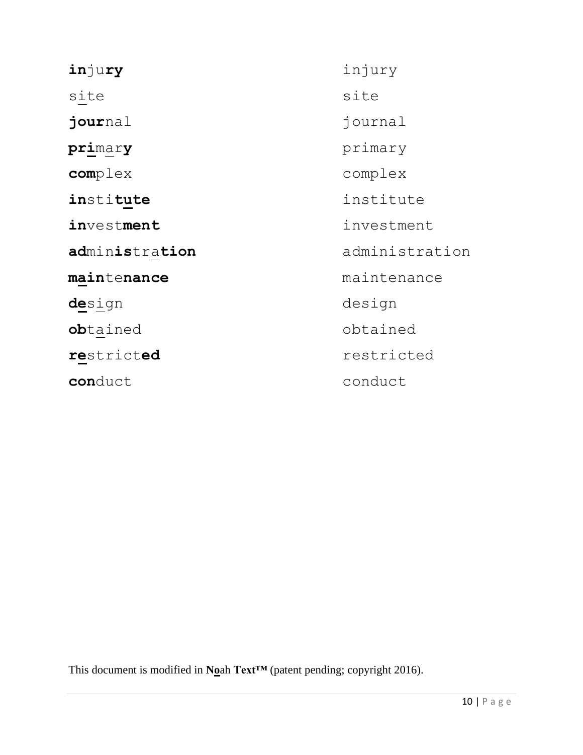| | |
|---|---|
| **in**ju**ry** | injury |
| site | site |
| **jour**nal | journal |
| **pri**mar**y** | primary |
| **com**plex | complex |
| **in**sti**tute** | institute |
| **in**vest**ment** | investment |
| **ad**min**is**tra**tion** | administration |
| **main**te**nance** | maintenance |
| **de**sign | design |
| **ob**tained | obtained |
| **re**strict**ed** | restricted |
| **con**duct | conduct |

This document is modified in **No**ah **Text™** (patent pending; copyright 2016).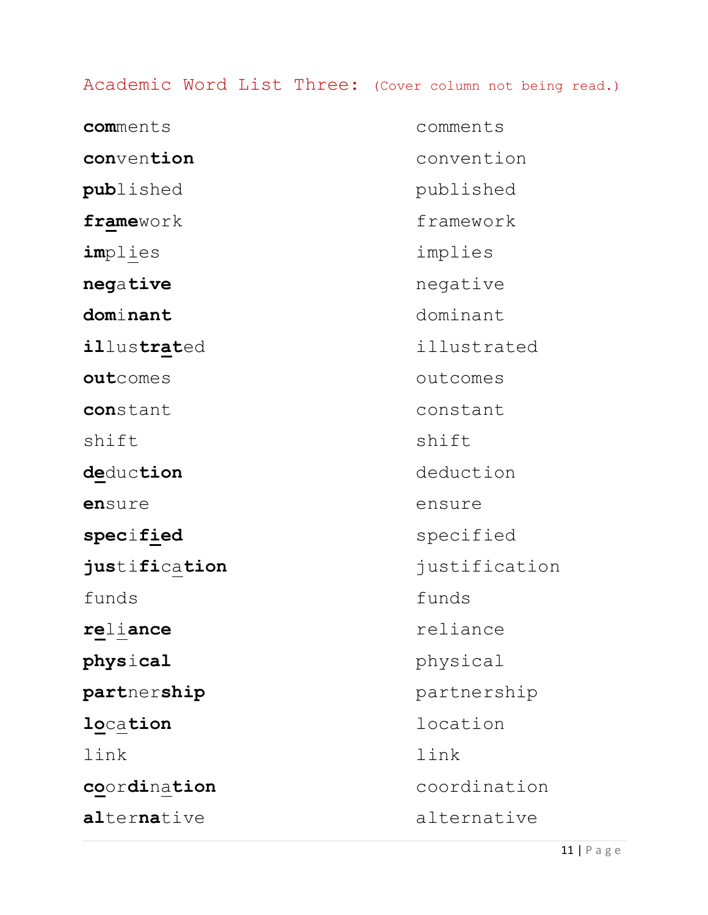## Academic Word List Three: (Cover column not being read.)

| | |
|---|---|
| **com**ments | comments |
| **con**ven**tion** | convention |
| **pub**lished | published |
| **frame**work | framework |
| **im**plies | implies |
| **neg**a**tive** | negative |
| **dom**i**nant** | dominant |
| **il**lus**trat**ed | illustrated |
| **out**comes | outcomes |
| **con**stant | constant |
| shift | shift |
| **de**duc**tion** | deduction |
| **en**sure | ensure |
| **spec**i**fied** | specified |
| **jus**ti**fi**ca**tion** | justification |
| funds | funds |
| **re**li**ance** | reliance |
| **phys**i**cal** | physical |
| **part**ner**ship** | partnership |
| **lo**ca**tion** | location |
| link | link |
| **co**or**di**na**tion** | coordination |
| **al**ter**na**tive | alternative |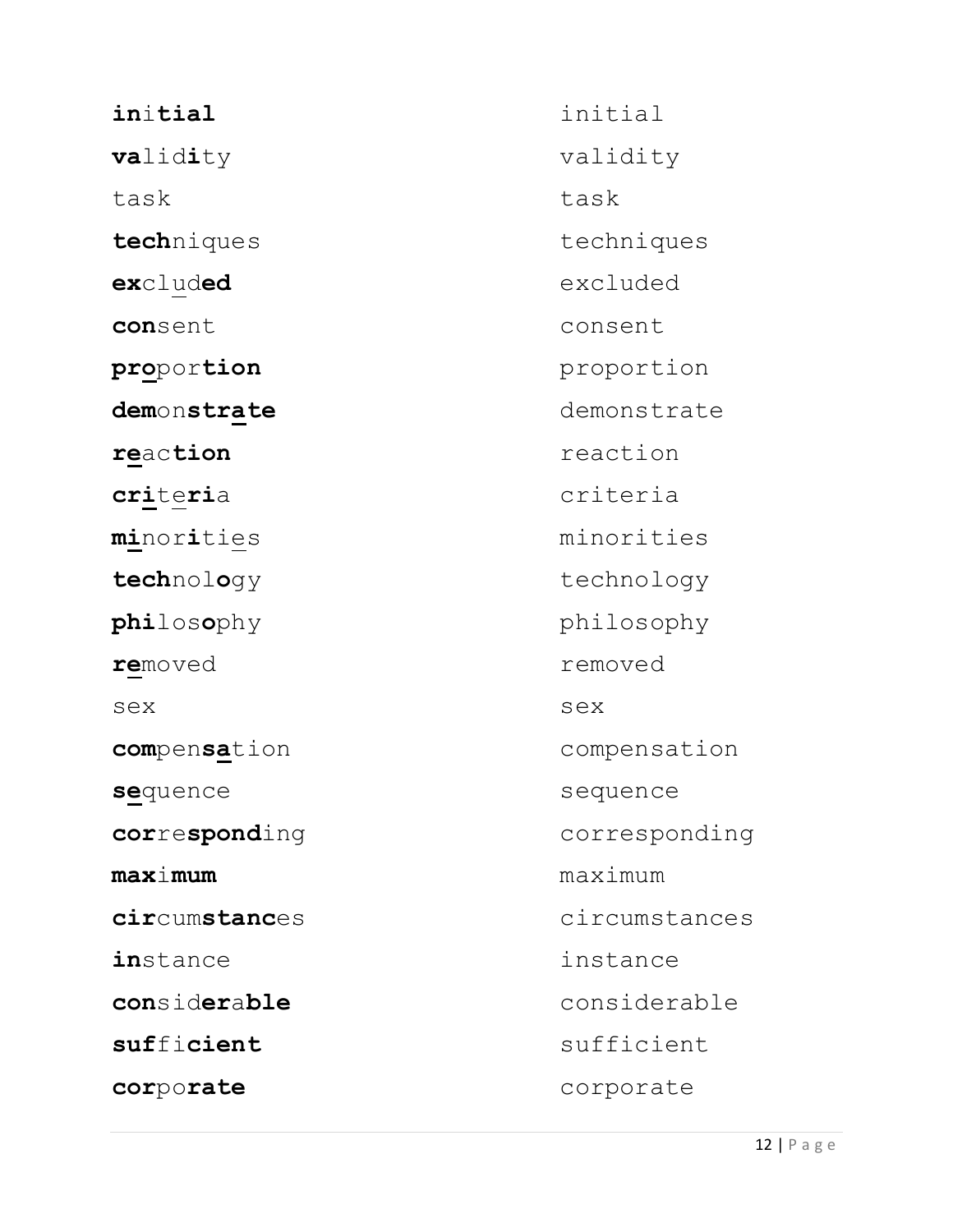| | |
|---|---|
| **in**i**tial** | initial |
| **va**lid**i**ty | validity |
| task | task |
| **tech**niques | techniques |
| **ex**clud**ed** | excluded |
| **con**sent | consent |
| **pro**por**tion** | proportion |
| **dem**on**strate** | demonstrate |
| **re**ac**tion** | reaction |
| **cri**te**ri**a | criteria |
| **mi**nor**i**ties | minorities |
| **tech**nol**o**gy | technology |
| **phi**los**o**phy | philosophy |
| **re**moved | removed |
| sex | sex |
| **com**pen**sa**tion | compensation |
| **se**quence | sequence |
| **cor**re**spond**ing | corresponding |
| **max**i**mum** | maximum |
| **cir**cum**stanc**es | circumstances |
| **in**stance | instance |
| **con**sid**er**a**ble** | considerable |
| **suf**fi**cient** | sufficient |
| **cor**po**rate** | corporate |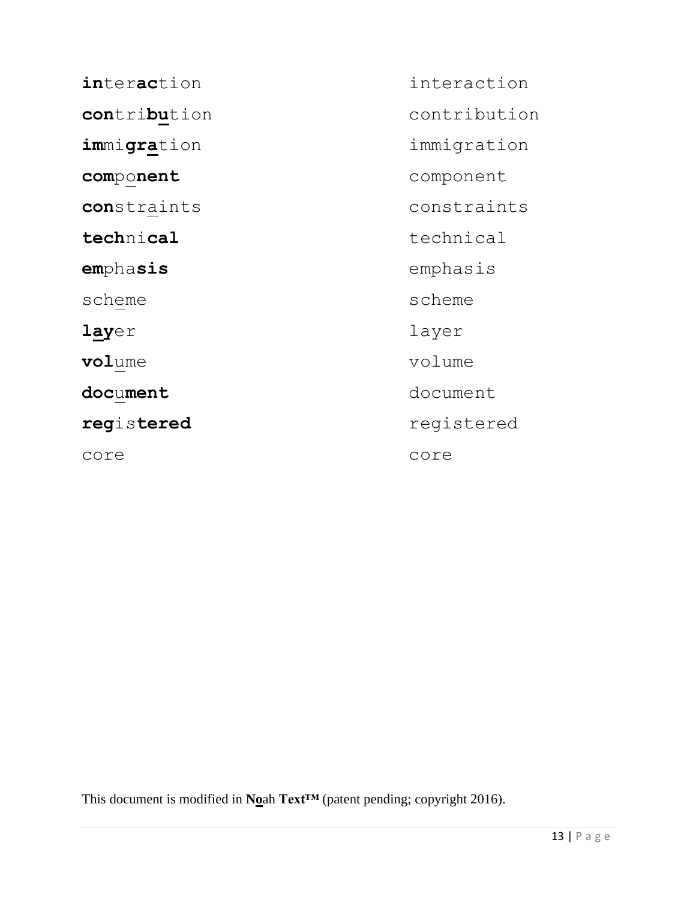| | |
|---|---|
| **in**ter**ac**tion | interaction |
| **con**tri**bu**tion | contribution |
| **im**mi**gra**tion | immigration |
| **com**po**nent** | component |
| **con**straints | constraints |
| **tech**ni**cal** | technical |
| **em**pha**sis** | emphasis |
| scheme | scheme |
| **lay**er | layer |
| **vol**ume | volume |
| **doc**u**ment** | document |
| **reg**is**tered** | registered |
| core | core |

This document is modified in **No**ah **Text™** (patent pending; copyright 2016).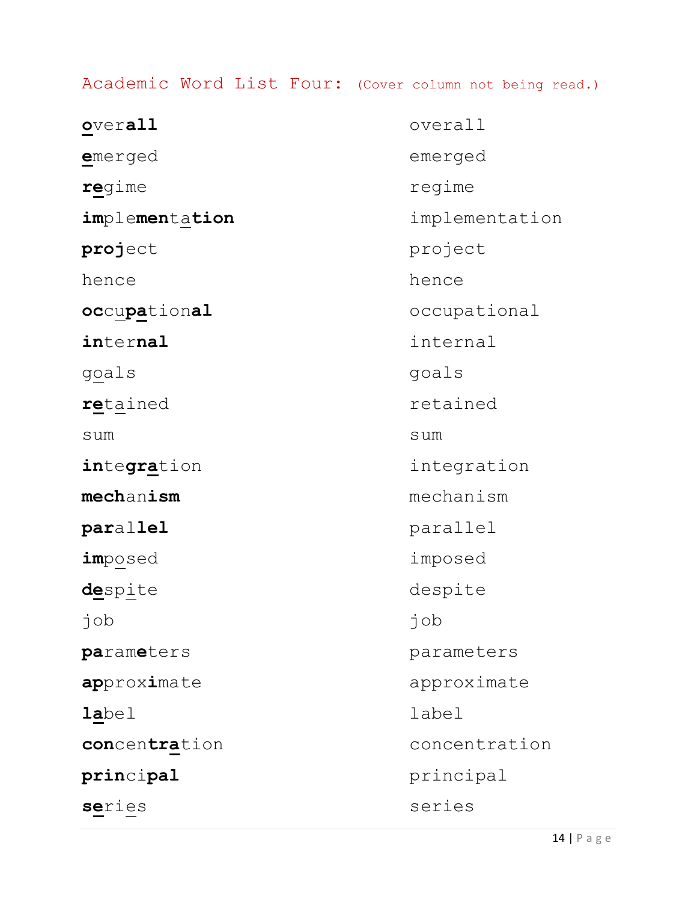Academic Word List Four: (Cover column not being read.)

| | |
|---|---|
| **o**ver**all** | overall |
| **e**merged | emerged |
| **re**gime | regime |
| **im**ple**men**ta**tion** | implementation |
| **proj**ect | project |
| hence | hence |
| **occ**u**pa**tion**al** | occupational |
| **in**ter**nal** | internal |
| goals | goals |
| **re**tained | retained |
| sum | sum |
| **in**te**gra**tion | integration |
| **mech**an**ism** | mechanism |
| **par**al**lel** | parallel |
| **im**posed | imposed |
| **de**spite | despite |
| job | job |
| **pa**ram**e**ters | parameters |
| **ap**prox**i**mate | approximate |
| **la**bel | label |
| **con**cen**tra**tion | concentration |
| **prin**ci**pal** | principal |
| **se**ries | series |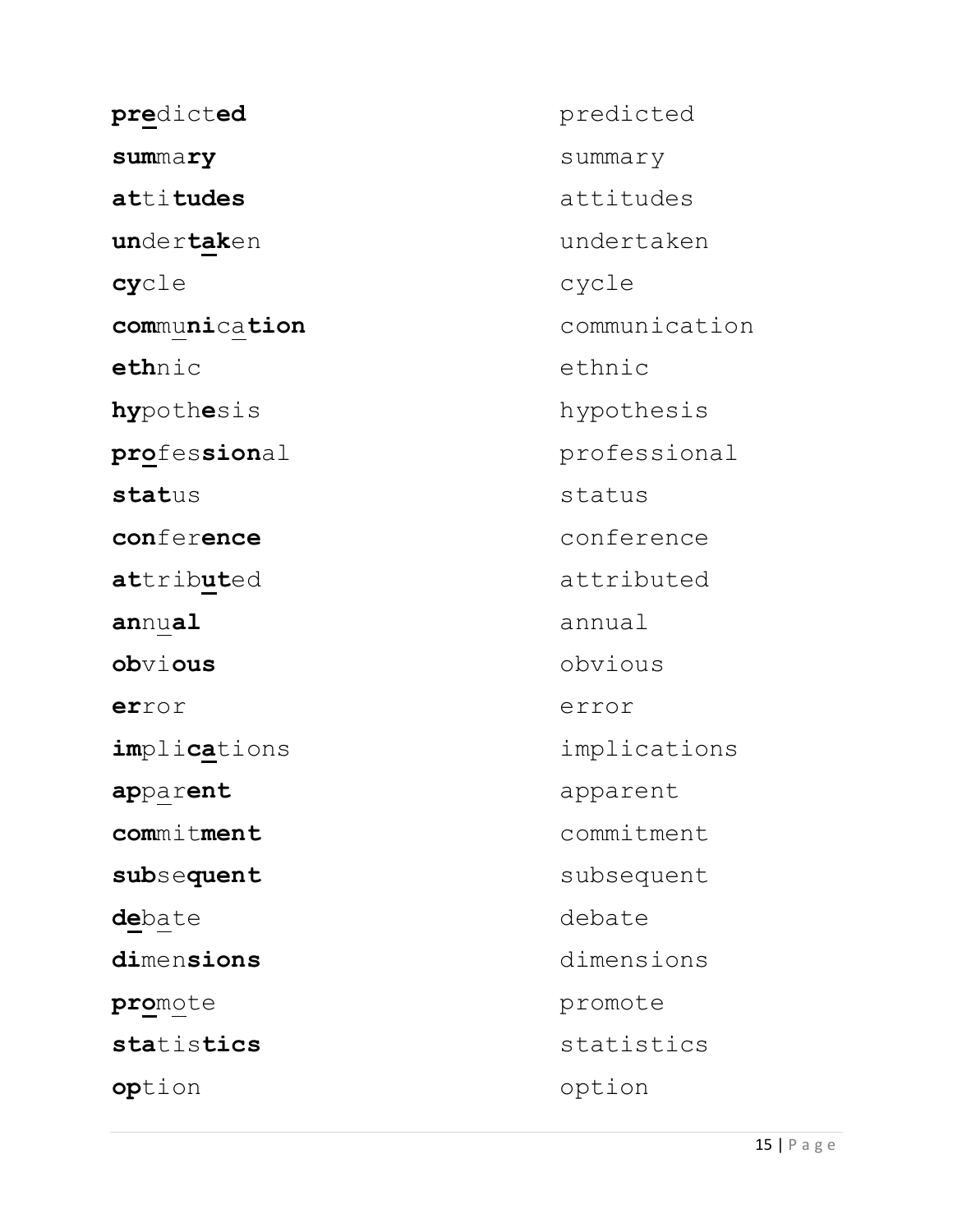| | |
|---|---|
| **pre**dict**ed** | predicted |
| **sum**ma**ry** | summary |
| **at**ti**tudes** | attitudes |
| **un**der**tak**en | undertaken |
| **cy**cle | cycle |
| **com**mu**ni**ca**tion** | communication |
| **eth**nic | ethnic |
| **hy**poth**e**sis | hypothesis |
| **pro**fes**sion**al | professional |
| **stat**us | status |
| **con**fer**ence** | conference |
| **at**trib**ut**ed | attributed |
| **an**nu**al** | annual |
| **ob**vi**ous** | obvious |
| **er**ror | error |
| **im**pli**ca**tions | implications |
| **ap**par**ent** | apparent |
| **com**mit**ment** | commitment |
| **sub**se**quent** | subsequent |
| **de**bate | debate |
| **di**men**sions** | dimensions |
| **pro**mote | promote |
| **sta**tis**tics** | statistics |
| **op**tion | option |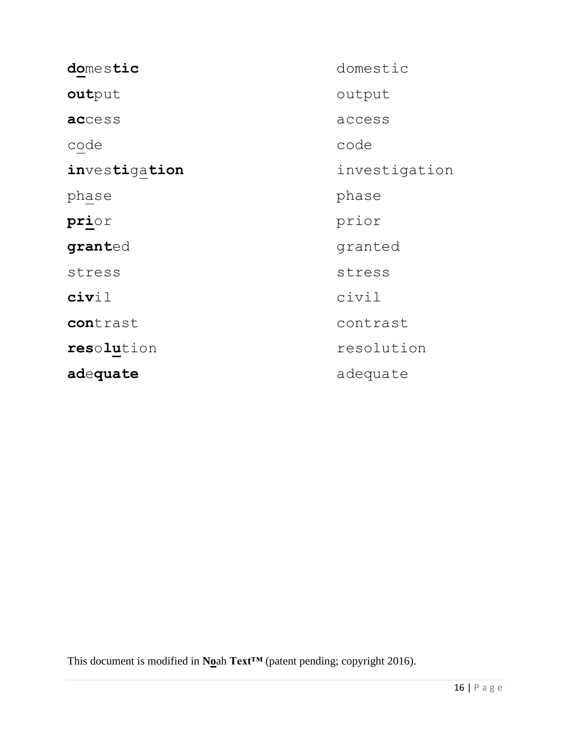| | |
|---|---|
| **do**mes**tic** | domestic |
| **out**put | output |
| **ac**cess | access |
| code | code |
| **in**ves**ti**ga**tion** | investigation |
| phase | phase |
| **pri**or | prior |
| **grant**ed | granted |
| stress | stress |
| **civ**il | civil |
| **con**trast | contrast |
| **res**o**lu**tion | resolution |
| **ad**e**quate** | adequate |

This document is modified in **No**ah **Text™** (patent pending; copyright 2016).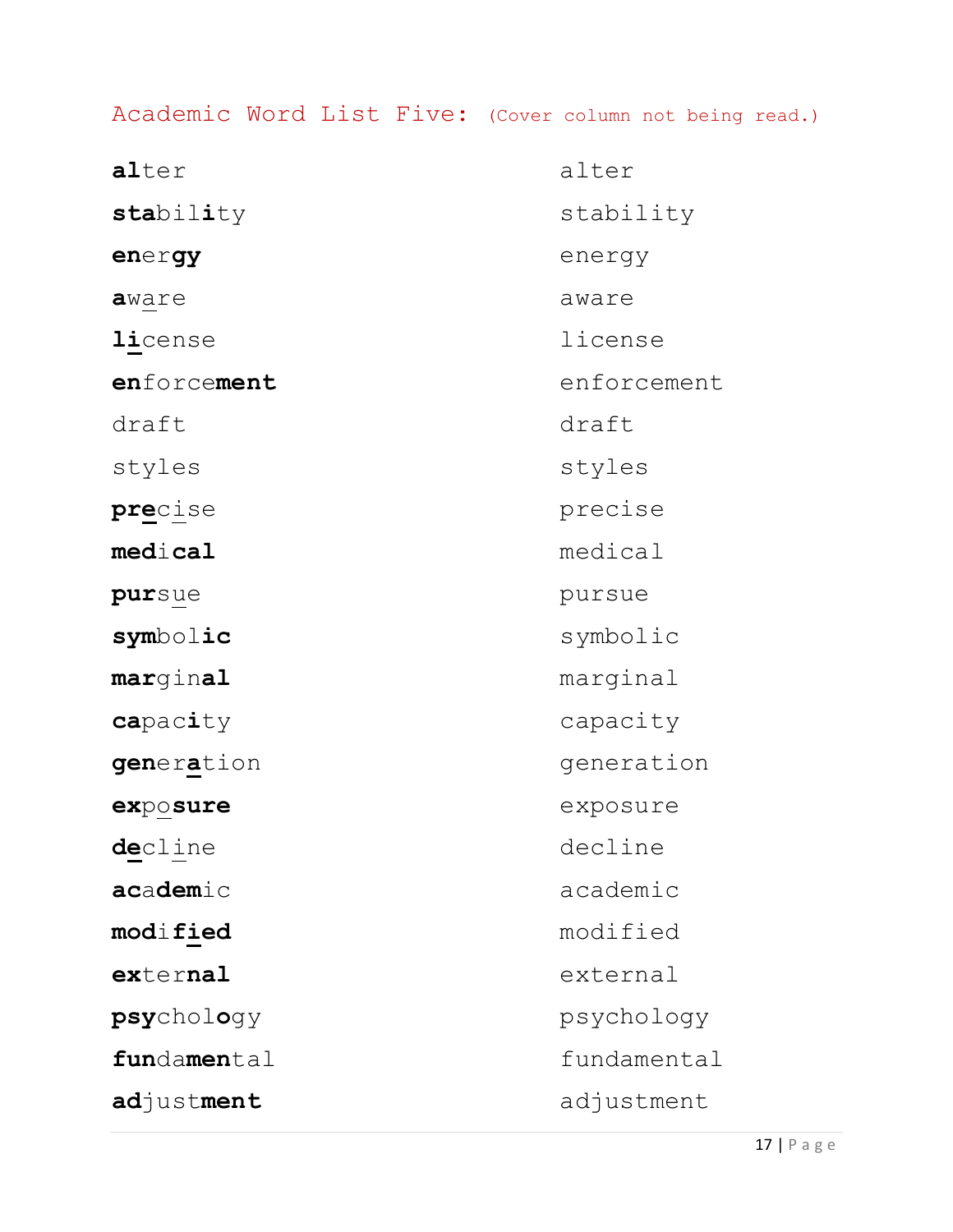Academic Word List Five: (Cover column not being read.)

| | |
|---|---|
| **al**ter | alter |
| **sta**bil**i**ty | stability |
| **en**er**gy** | energy |
| **a**w<u>a</u>re | aware |
| **l<u>i</u>**cense | license |
| **en**force**ment** | enforcement |
| draft | draft |
| styles | styles |
| **pr<u>e</u>**c<u>i</u>se | precise |
| **med**i**cal** | medical |
| **pur**s<u>u</u>e | pursue |
| **sym**bol**ic** | symbolic |
| **mar**gin**al** | marginal |
| **ca**pac**i**ty | capacity |
| **gen**er**<u>a</u>**tion | generation |
| **ex**p<u>o</u>**sure** | exposure |
| **d<u>e</u>**cl<u>i</u>ne | decline |
| **ac**a**dem**ic | academic |
| **mod**i**f<u>i</u>ed** | modified |
| **ex**ter**nal** | external |
| **psy**chol**o**gy | psychology |
| **fun**da**men**tal | fundamental |
| **ad**just**ment** | adjustment |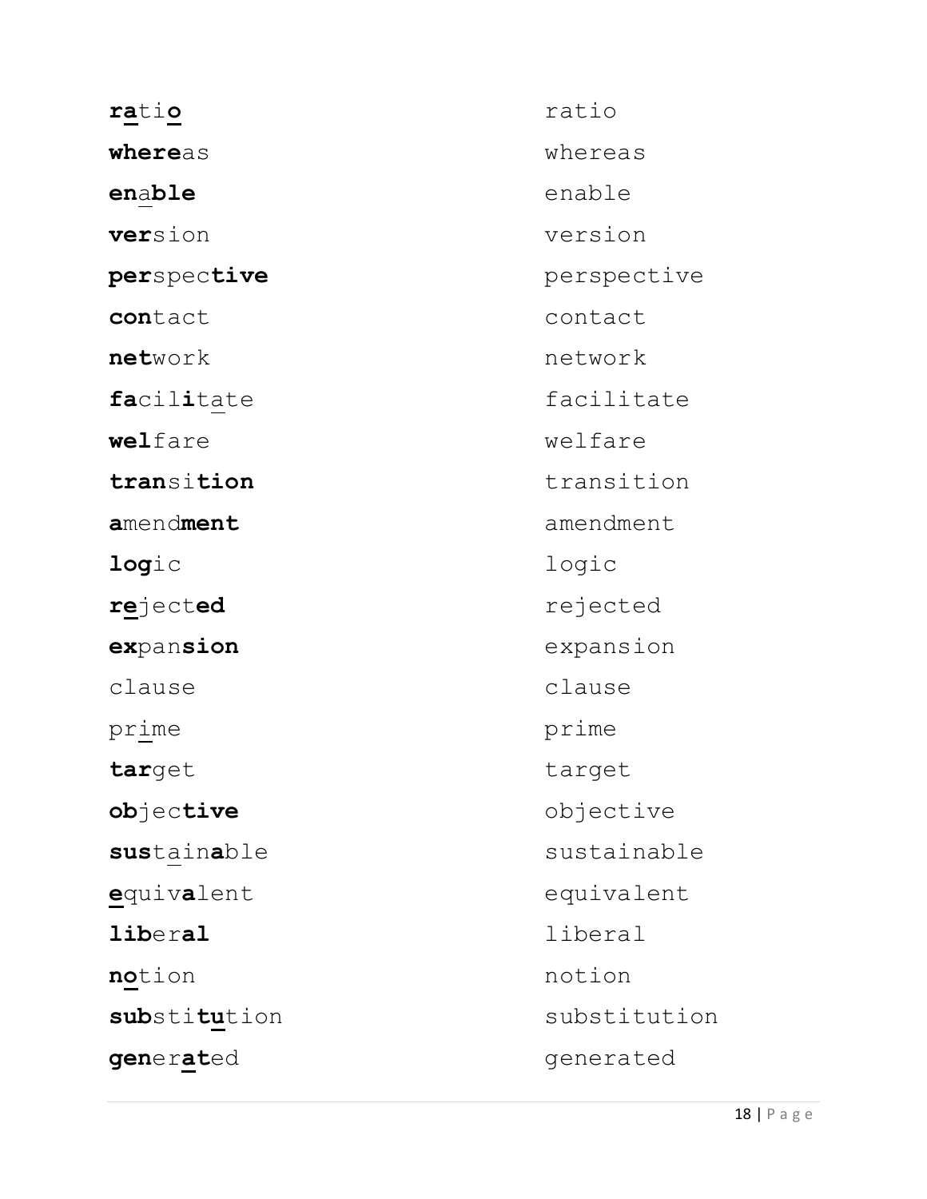| | |
|---|---|
| **r<u>a</u>**ti**<u>o</u>** | ratio |
| **where**as | whereas |
| **en**<u>a</u>**ble** | enable |
| **ver**sion | version |
| **per**spec**tive** | perspective |
| **con**tact | contact |
| **net**work | network |
| **fa**cil**i**t<u>a</u>te | facilitate |
| **wel**fare | welfare |
| **tran**si**tion** | transition |
| **a**mend**ment** | amendment |
| **log**ic | logic |
| **r<u>e</u>**ject**ed** | rejected |
| **ex**pan**sion** | expansion |
| clause | clause |
| pr<u>i</u>me | prime |
| **tar**get | target |
| **ob**jec**tive** | objective |
| **sus**t<u>ai</u>n**a**ble | sustainable |
| **<u>e</u>**quiv**a**lent | equivalent |
| **lib**er**al** | liberal |
| **n<u>o</u>**tion | notion |
| **sub**sti**<u>tu</u>**tion | substitution |
| **gen**er**<u>at</u>**ed | generated |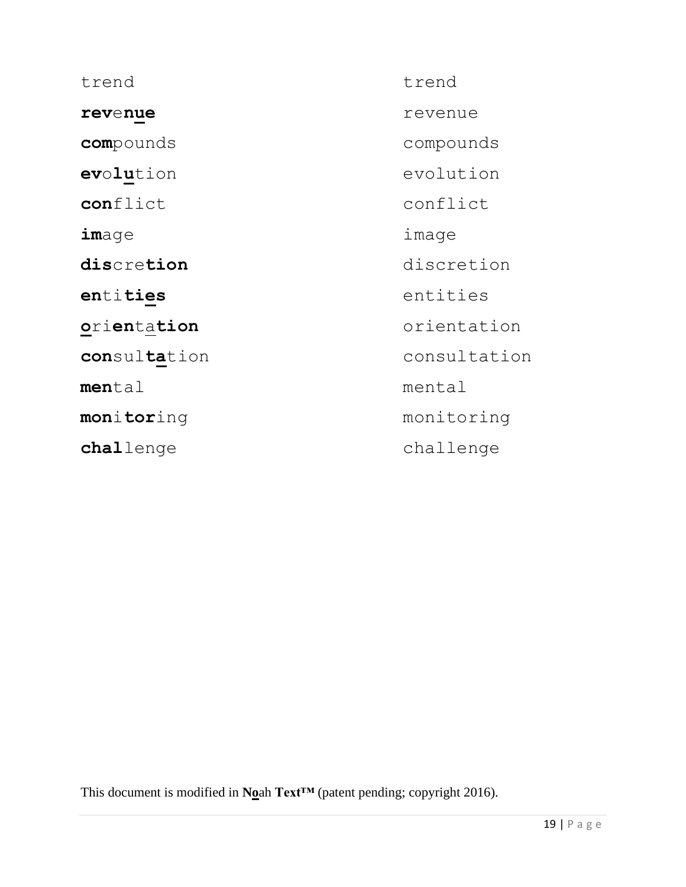| | |
|---|---|
| trend | trend |
| **rev**e**nue** | revenue |
| **com**pounds | compounds |
| **ev**o**lu**tion | evolution |
| **con**flict | conflict |
| **im**age | image |
| **dis**cre**tion** | discretion |
| **en**ti**ties** | entities |
| **o**ri**en**ta**tion** | orientation |
| **con**sul**ta**tion | consultation |
| **men**tal | mental |
| **mon**i**tor**ing | monitoring |
| **chal**lenge | challenge |

This document is modified in **No**ah **Text™** (patent pending; copyright 2016).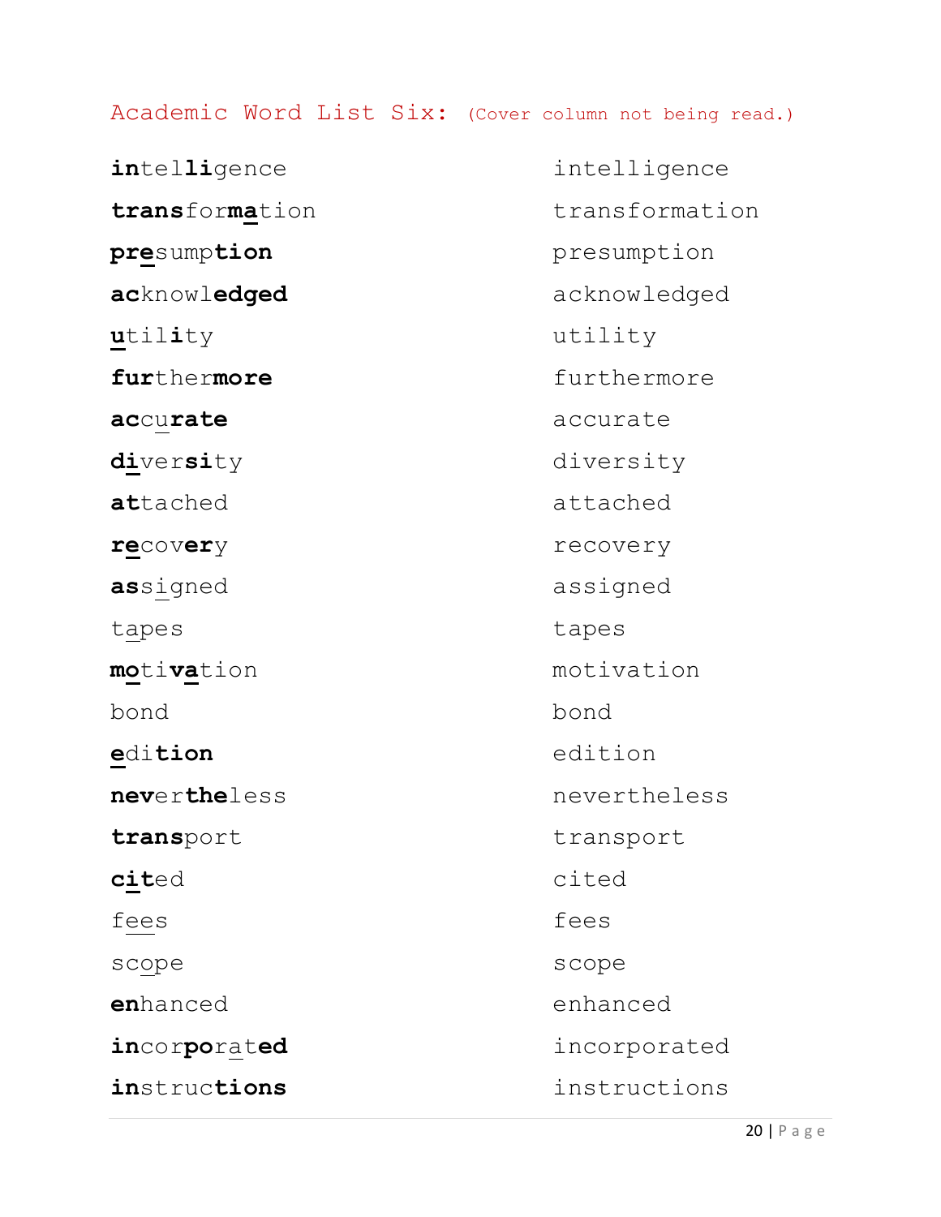Academic Word List Six: (Cover column not being read.)

| | |
|---|---|
| **in**tel**li**gence | intelligence |
| **trans**for**ma**tion | transformation |
| **pre**sump**tion** | presumption |
| **ac**knowl**edged** | acknowledged |
| **u**til**i**ty | utility |
| **fur**ther**more** | furthermore |
| **acc**u**rate** | accurate |
| **di**ver**si**ty | diversity |
| **at**tached | attached |
| **re**cov**er**y | recovery |
| **as**signed | assigned |
| tapes | tapes |
| **mo**ti**va**tion | motivation |
| bond | bond |
| **e**di**tion** | edition |
| **nev**er**the**less | nevertheless |
| **trans**port | transport |
| **cit**ed | cited |
| fees | fees |
| scope | scope |
| **en**hanced | enhanced |
| **in**cor**po**rat**ed** | incorporated |
| **in**struc**tions** | instructions |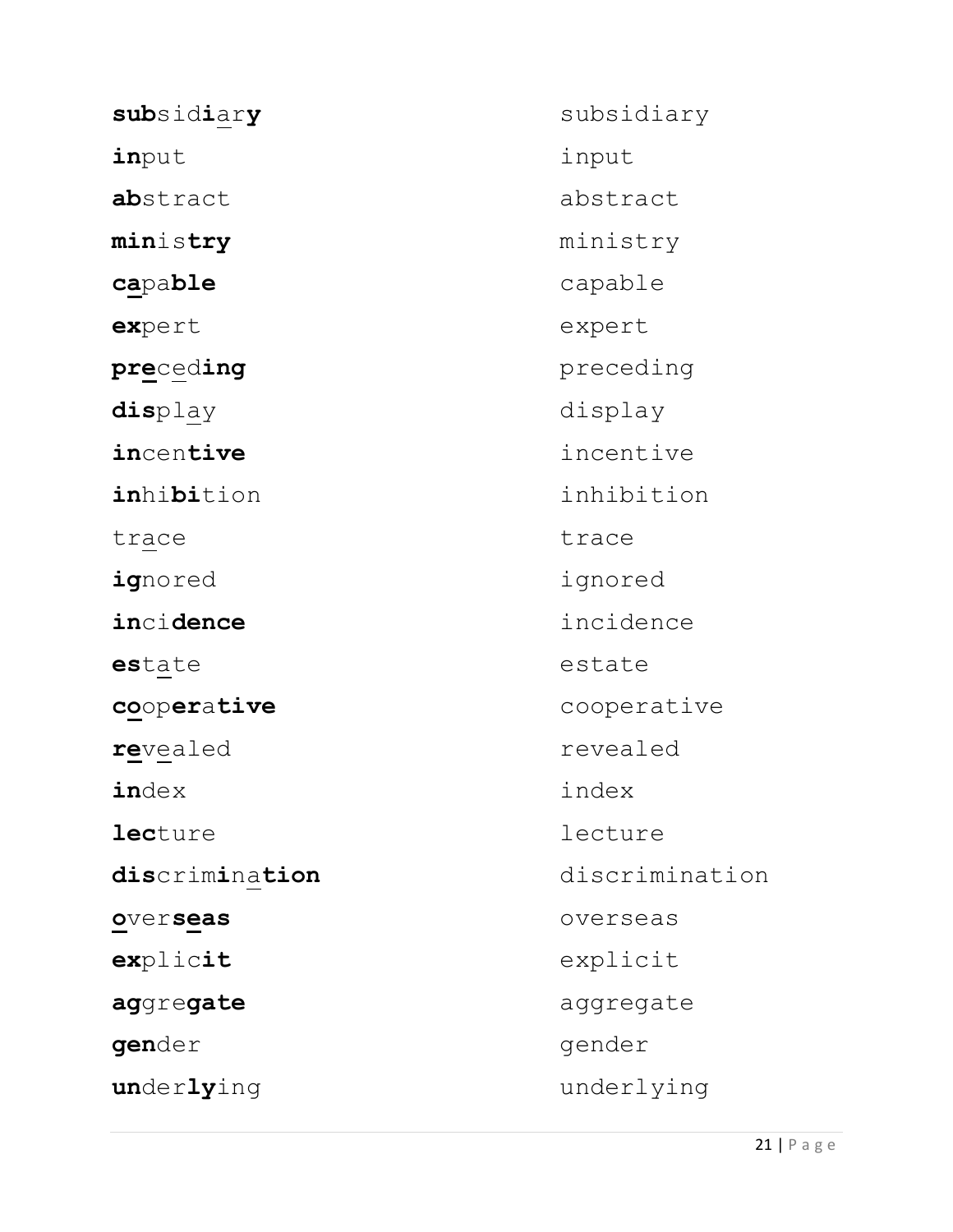| | |
|---|---|
| **sub**sid**i**<u>a</u>r**y** | subsidiary |
| **in**put | input |
| **ab**stract | abstract |
| **min**is**try** | ministry |
| **c<u>a</u>**pa**ble** | capable |
| **ex**pert | expert |
| **pr<u>e</u>**c<u>e</u>d**ing** | preceding |
| **dis**pl<u>a</u>y | display |
| **in**cen**tive** | incentive |
| **in**hi**bi**tion | inhibition |
| tr<u>a</u>ce | trace |
| **ig**nored | ignored |
| **in**ci**dence** | incidence |
| **es**t<u>a</u>te | estate |
| **c<u>o</u>**op**er**a**tive** | cooperative |
| **r<u>e</u>**v<u>e</u>aled | revealed |
| **in**dex | index |
| **lec**ture | lecture |
| **dis**crim**i**n<u>a</u>**tion** | discrimination |
| **<u>o</u>**ver**s<u>e</u>as** | overseas |
| **ex**plic**it** | explicit |
| **ag**gre**gate** | aggregate |
| **gen**der | gender |
| **un**der**ly**ing | underlying |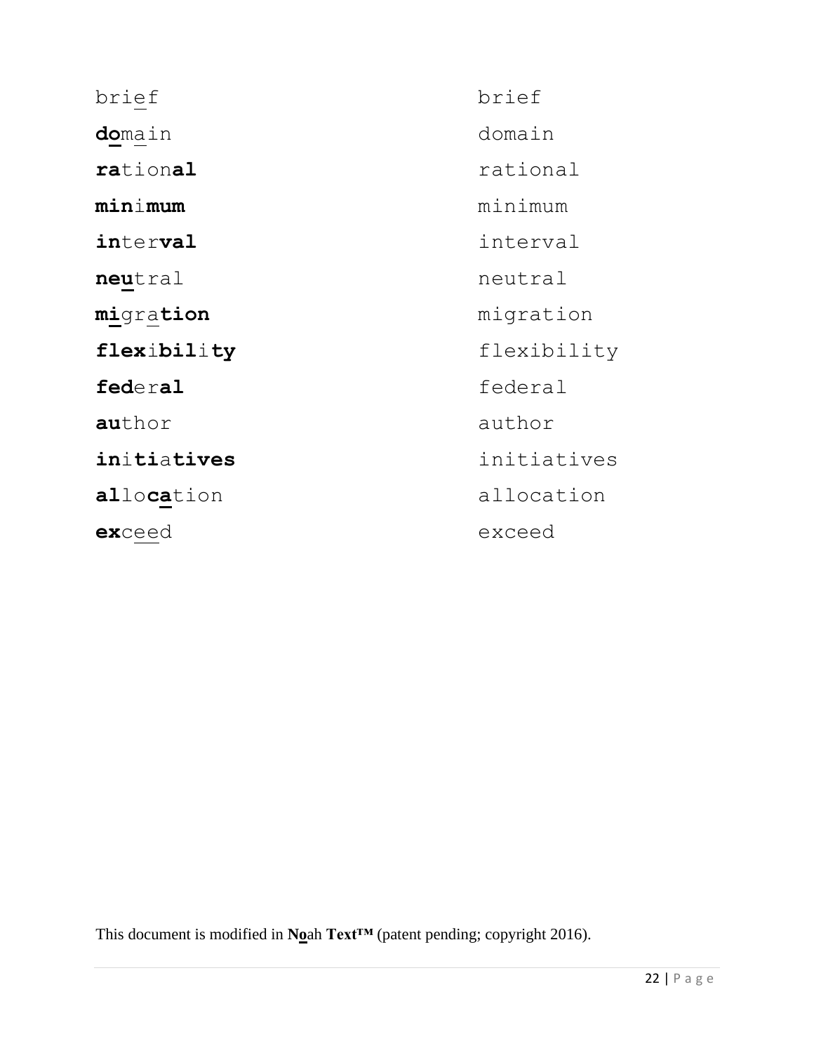| | |
|---|---|
| brief | brief |
| **do**main | domain |
| **ra**tion**al** | rational |
| **min**i**mum** | minimum |
| **in**ter**val** | interval |
| **neu**tral | neutral |
| **mi**gra**tion** | migration |
| **flex**i**bil**i**ty** | flexibility |
| **fed**er**al** | federal |
| **au**thor | author |
| **in**i**ti**a**tives** | initiatives |
| **al**lo**ca**tion | allocation |
| **ex**ceed | exceed |

This document is modified in **No**ah **Text™** (patent pending; copyright 2016).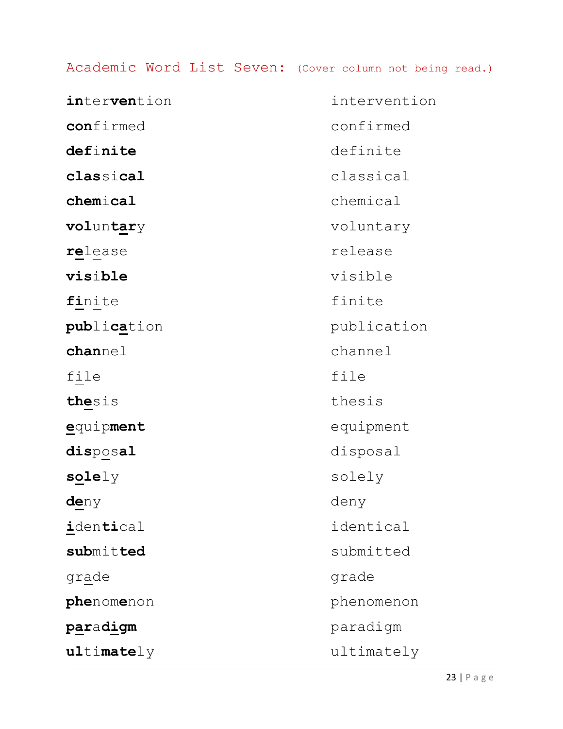# Academic Word List Seven: (Cover column not being read.)

| | |
|---|---|
| **in**ter**ven**tion | intervention |
| **con**firmed | confirmed |
| **def**i**nite** | definite |
| **clas**si**cal** | classical |
| **chem**i**cal** | chemical |
| **vol**un**tar**y | voluntary |
| **re**lease | release |
| **vis**i**ble** | visible |
| **fi**nite | finite |
| **publ**i**ca**tion | publication |
| **chan**nel | channel |
| file | file |
| **the**sis | thesis |
| **e**quip**ment** | equipment |
| **dis**pos**al** | disposal |
| **sole**ly | solely |
| **de**ny | deny |
| **i**den**ti**cal | identical |
| **sub**mit**ted** | submitted |
| grade | grade |
| **phe**nom**e**non | phenomenon |
| **par**a**digm** | paradigm |
| **ul**ti**mate**ly | ultimately |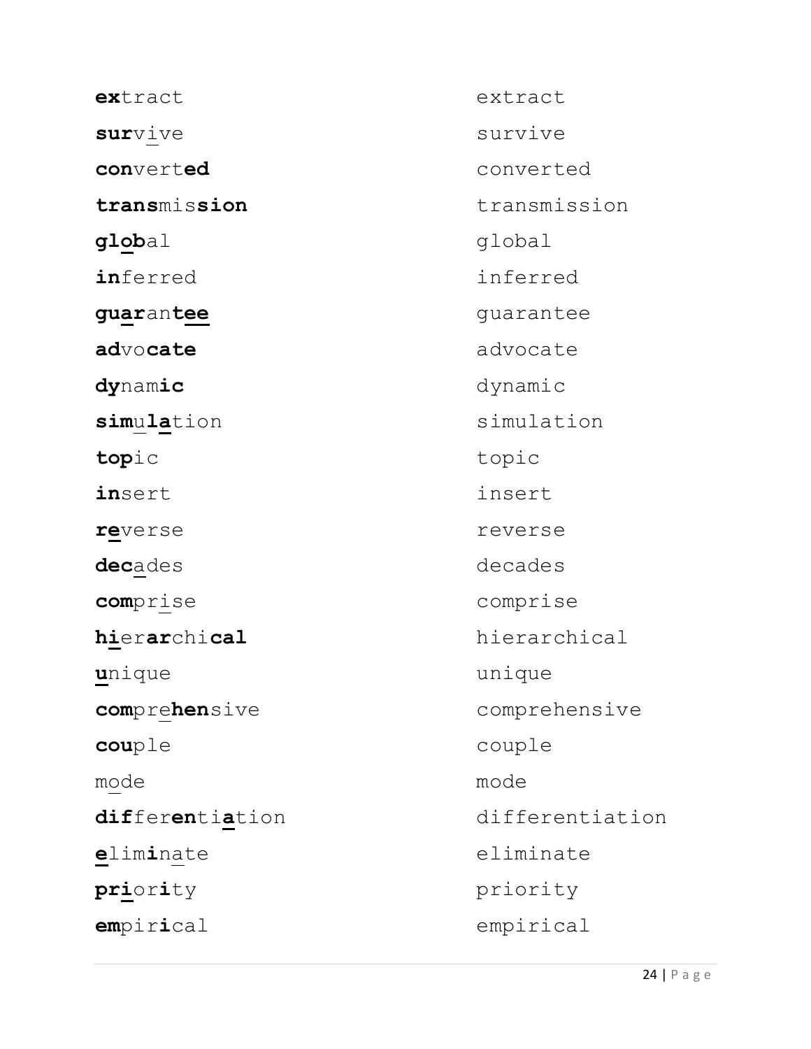| **ex**tract | extract |
|---|---|
| **sur**vive | survive |
| **con**vert**ed** | converted |
| **trans**mis**sion** | transmission |
| **glob**al | global |
| **in**ferred | inferred |
| **guar**an**tee** | guarantee |
| **ad**vo**cate** | advocate |
| **dy**nam**ic** | dynamic |
| **sim**u**la**tion | simulation |
| **top**ic | topic |
| **in**sert | insert |
| **re**verse | reverse |
| **dec**ades | decades |
| **com**prise | comprise |
| **hi**er**ar**chi**cal** | hierarchical |
| **u**nique | unique |
| **com**pre**hen**sive | comprehensive |
| **cou**ple | couple |
| mode | mode |
| **dif**fer**en**ti**a**tion | differentiation |
| **e**lim**i**nate | eliminate |
| **pri**or**i**ty | priority |
| **em**pir**i**cal | empirical |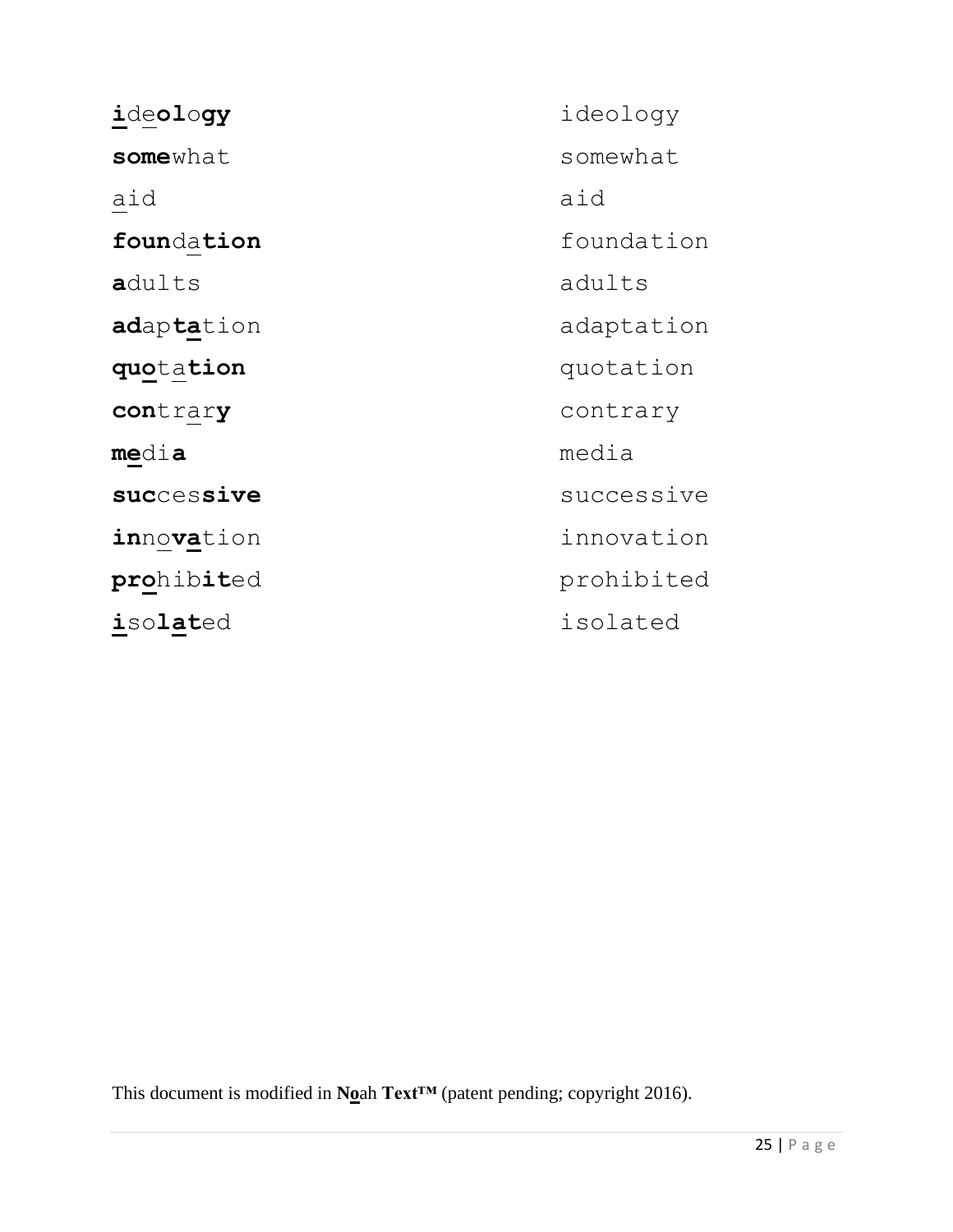| | |
|---|---|
| **i**de**ol**o**gy** | ideology |
| **some**what | somewhat |
| aid | aid |
| **foun**da**tion** | foundation |
| **a**dults | adults |
| **ad**ap**ta**tion | adaptation |
| **quo**ta**tion** | quotation |
| **con**trar**y** | contrary |
| **me**di**a** | media |
| **suc**ces**sive** | successive |
| **in**no**va**tion | innovation |
| **pro**hib**it**ed | prohibited |
| **i**so**lat**ed | isolated |

This document is modified in **No**ah **Text™** (patent pending; copyright 2016).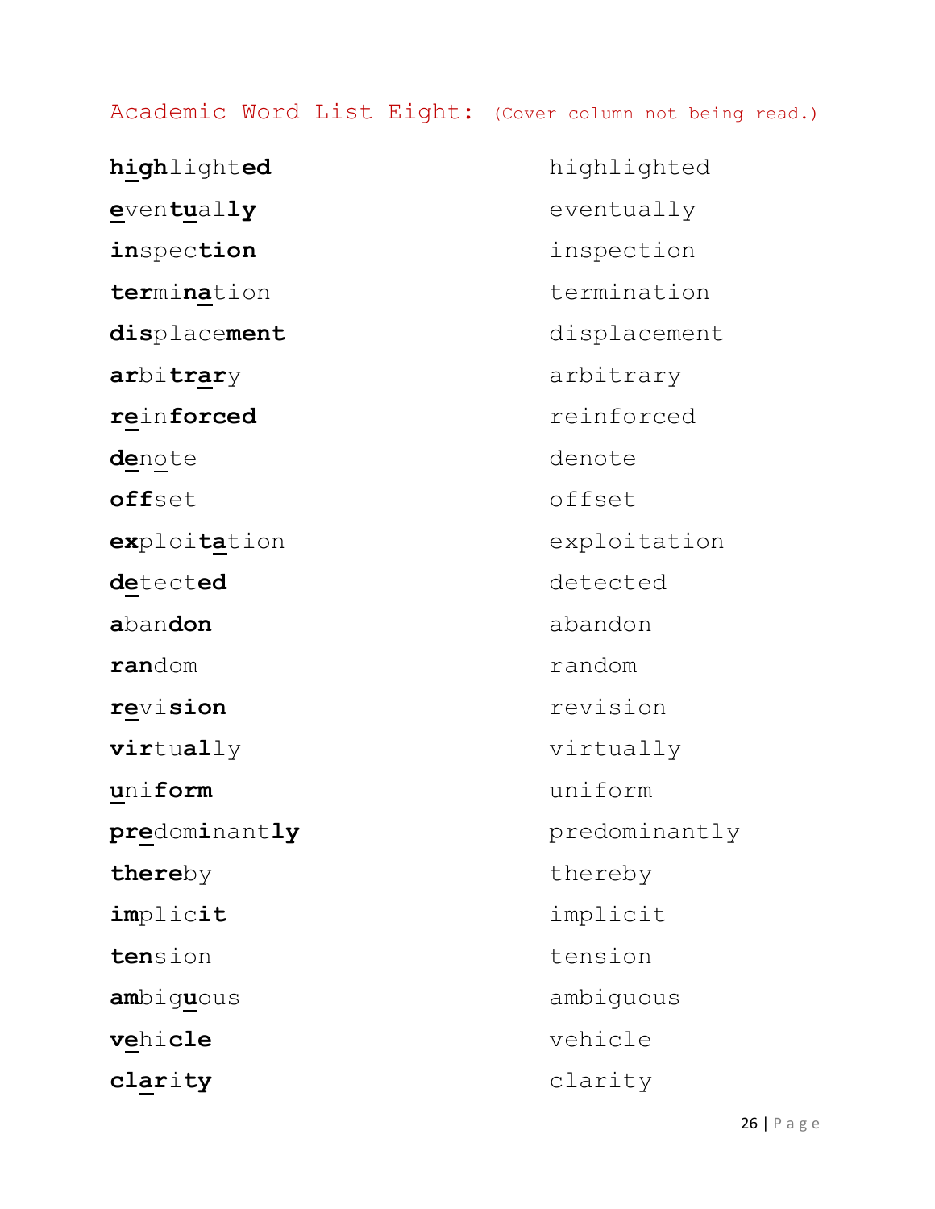Academic Word List Eight: (Cover column not being read.)

| | |
|---|---|
| **high**light**ed** | highlighted |
| **e**ven**tu**al**ly** | eventually |
| **in**spec**tion** | inspection |
| **ter**mi**na**tion | termination |
| **dis**place**ment** | displacement |
| **ar**bi**trar**y | arbitrary |
| **re**in**forced** | reinforced |
| **de**note | denote |
| **off**set | offset |
| **ex**ploi**ta**tion | exploitation |
| **de**tect**ed** | detected |
| **a**ban**don** | abandon |
| **ran**dom | random |
| **re**vi**sion** | revision |
| **vir**tu**al**ly | virtually |
| **u**ni**form** | uniform |
| **pre**dom**i**nant**ly** | predominantly |
| **there**by | thereby |
| **im**plic**it** | implicit |
| **ten**sion | tension |
| **am**big**u**ous | ambiguous |
| **ve**hi**cle** | vehicle |
| **clar**i**ty** | clarity |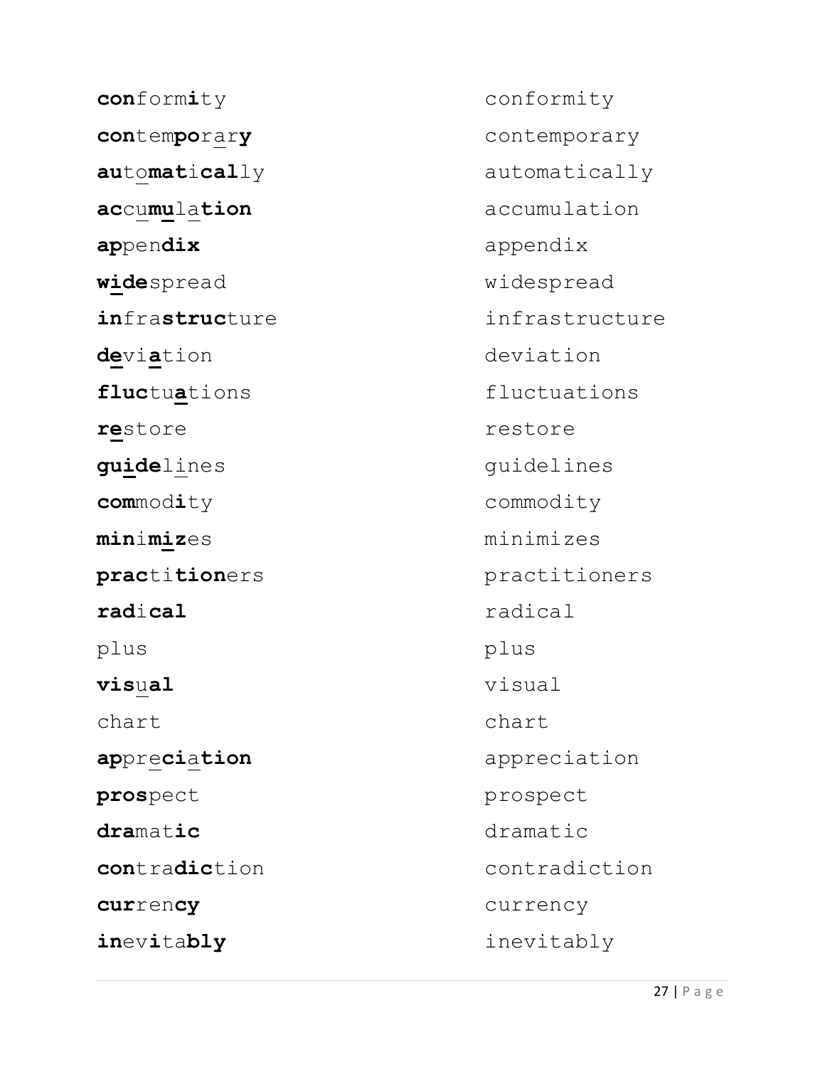| | |
|---|---|
| **con**form**i**ty | conformity |
| **con**tem**po**rar**y** | contemporary |
| **au**to**mat**i**cal**ly | automatically |
| **ac**cu**mu**la**tion** | accumulation |
| **ap**pen**dix** | appendix |
| **wide**spread | widespread |
| **in**fra**struc**ture | infrastructure |
| **de**vi**a**tion | deviation |
| **fluc**tu**a**tions | fluctuations |
| **re**store | restore |
| **guide**lines | guidelines |
| **com**mod**i**ty | commodity |
| **min**i**miz**es | minimizes |
| **prac**ti**tion**ers | practitioners |
| **rad**i**cal** | radical |
| plus | plus |
| **vis**u**al** | visual |
| chart | chart |
| **ap**pre**ci**a**tion** | appreciation |
| **pros**pect | prospect |
| **dra**mat**ic** | dramatic |
| **con**tra**dic**tion | contradiction |
| **cur**ren**cy** | currency |
| **in**ev**i**ta**bly** | inevitably |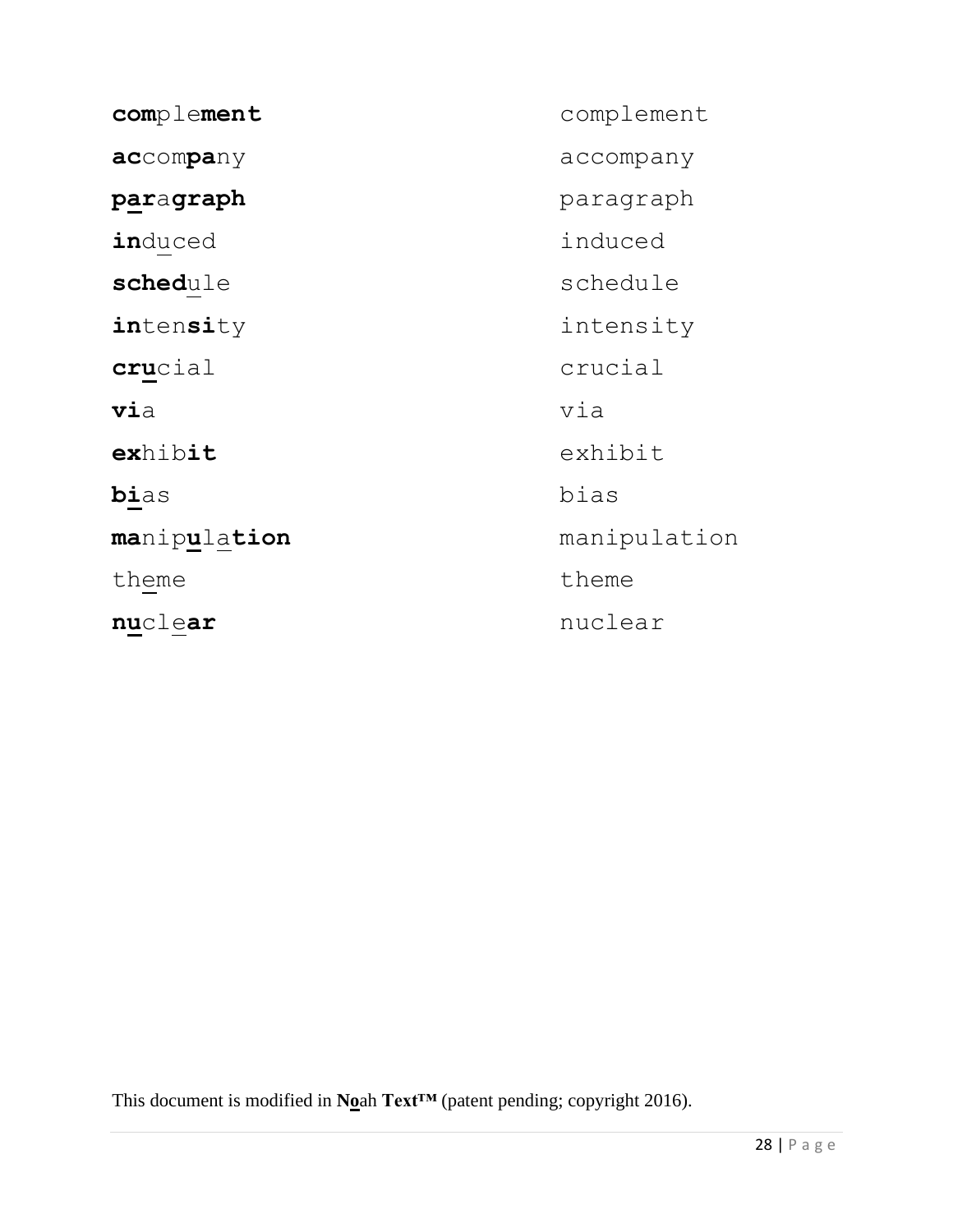| | |
|---|---|
| **com**ple**ment** | complement |
| **ac**com**pa**ny | accompany |
| **par**a**graph** | paragraph |
| **in**duced | induced |
| **sched**ule | schedule |
| **in**ten**si**ty | intensity |
| **cru**cial | crucial |
| **vi**a | via |
| **ex**hib**it** | exhibit |
| **bi**as | bias |
| **ma**nip**u**la**tion** | manipulation |
| theme | theme |
| **nu**cle**ar** | nuclear |

This document is modified in **Noah Text™** (patent pending; copyright 2016).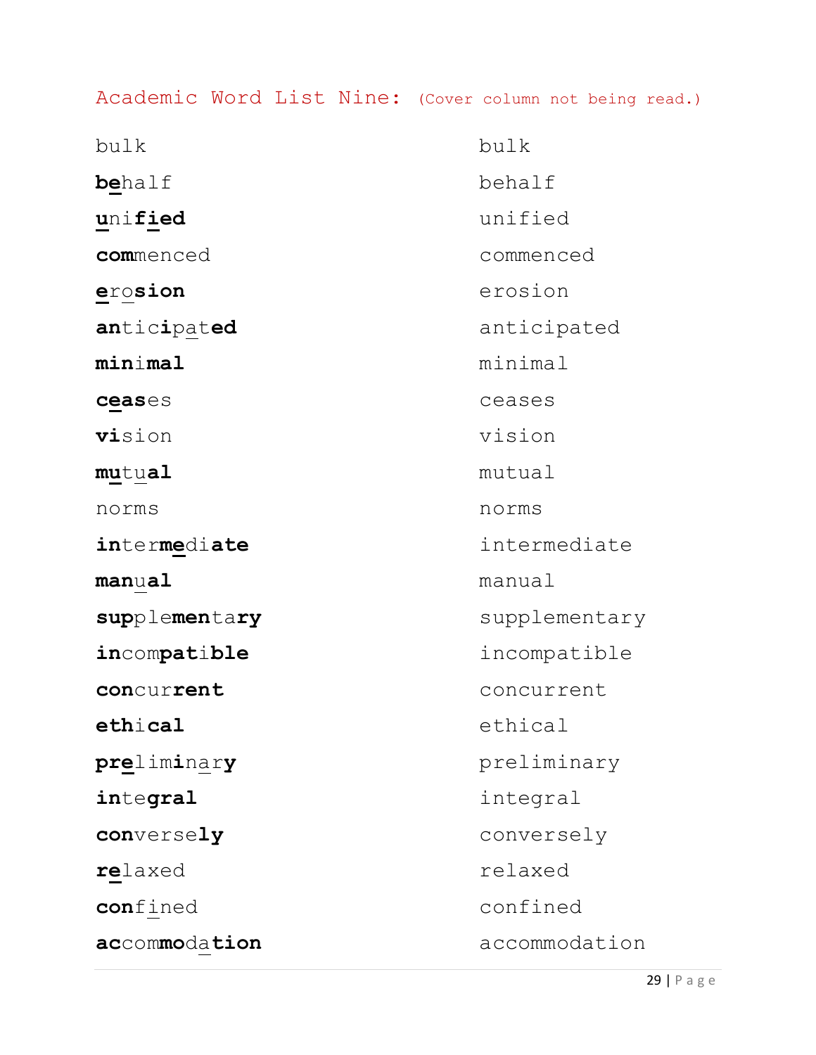## Academic Word List Nine: (Cover column not being read.)

| | |
|---|---|
| bulk | bulk |
| **be**half | behalf |
| **u**ni**fied** | unified |
| **com**menced | commenced |
| **e**ro**sion** | erosion |
| **an**tic**i**pat**ed** | anticipated |
| **min**i**mal** | minimal |
| **ceas**es | ceases |
| **vi**sion | vision |
| **mu**tu**al** | mutual |
| norms | norms |
| **in**ter**me**di**ate** | intermediate |
| **man**u**al** | manual |
| **sup**ple**men**ta**ry** | supplementary |
| **in**com**pat**i**ble** | incompatible |
| **con**cur**rent** | concurrent |
| **eth**i**cal** | ethical |
| **pre**lim**i**nar**y** | preliminary |
| **in**te**gral** | integral |
| **con**verse**ly** | conversely |
| **re**laxed | relaxed |
| **con**fined | confined |
| **ac**com**mo**da**tion** | accommodation |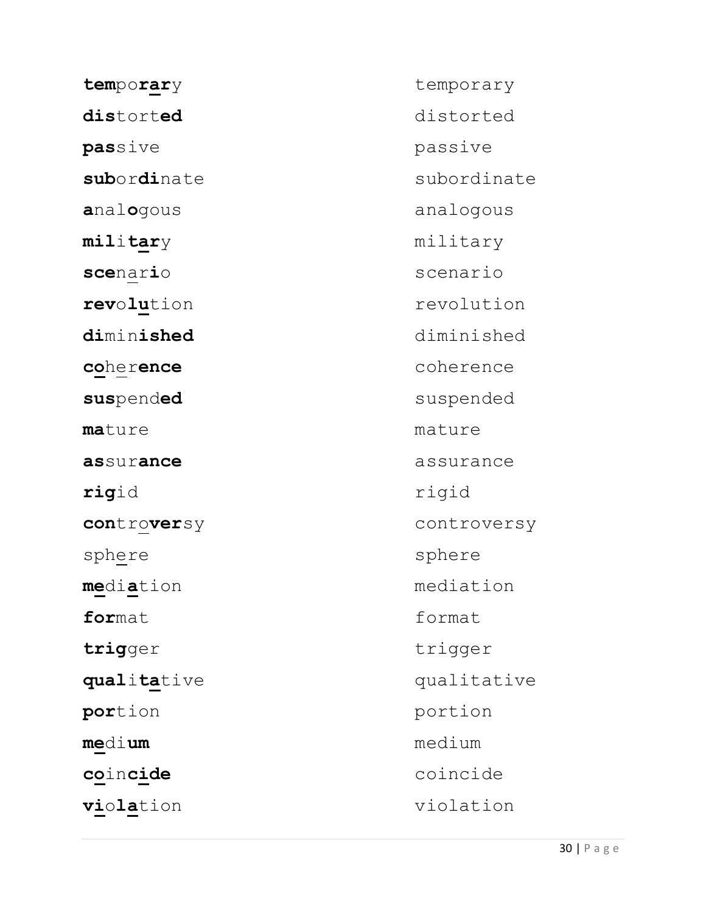| | |
|---|---|
| **tem**po**rar**y | temporary |
| **dis**tort**ed** | distorted |
| **pas**sive | passive |
| **sub**or**di**nate | subordinate |
| **a**nal**o**gous | analogous |
| **mil**i**tar**y | military |
| **sce**nar**i**o | scenario |
| **rev**o**lu**tion | revolution |
| **di**min**ished** | diminished |
| **co**her**ence** | coherence |
| **sus**pend**ed** | suspended |
| **ma**ture | mature |
| **as**sur**ance** | assurance |
| **rig**id | rigid |
| **con**tro**ver**sy | controversy |
| sphere | sphere |
| **me**di**a**tion | mediation |
| **for**mat | format |
| **trig**ger | trigger |
| **qual**i**ta**tive | qualitative |
| **por**tion | portion |
| **me**di**um** | medium |
| **co**in**cide** | coincide |
| **vi**o**la**tion | violation |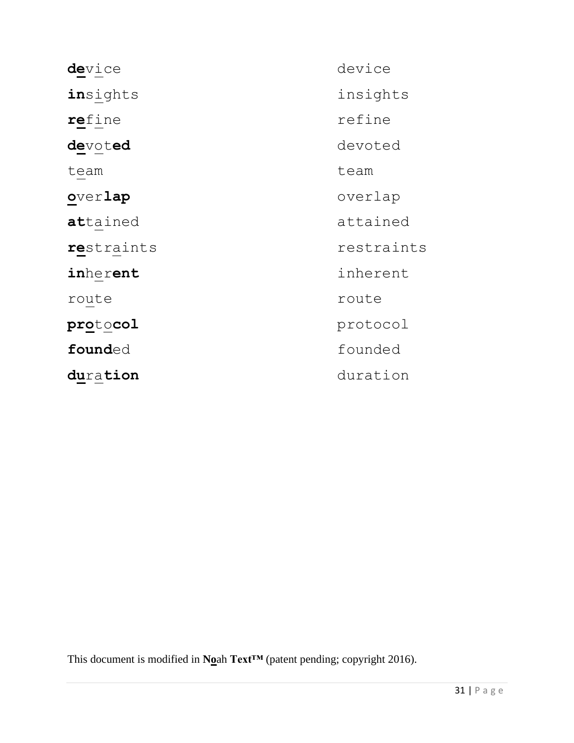| | |
|---|---|
| **de**vice | device |
| **in**sights | insights |
| **re**fine | refine |
| **de**vot**ed** | devoted |
| team | team |
| **o**ver**lap** | overlap |
| **at**tained | attained |
| **re**straints | restraints |
| **in**her**ent** | inherent |
| route | route |
| **pro**to**col** | protocol |
| **found**ed | founded |
| **du**ra**tion** | duration |

This document is modified in **No**ah **Text™** (patent pending; copyright 2016).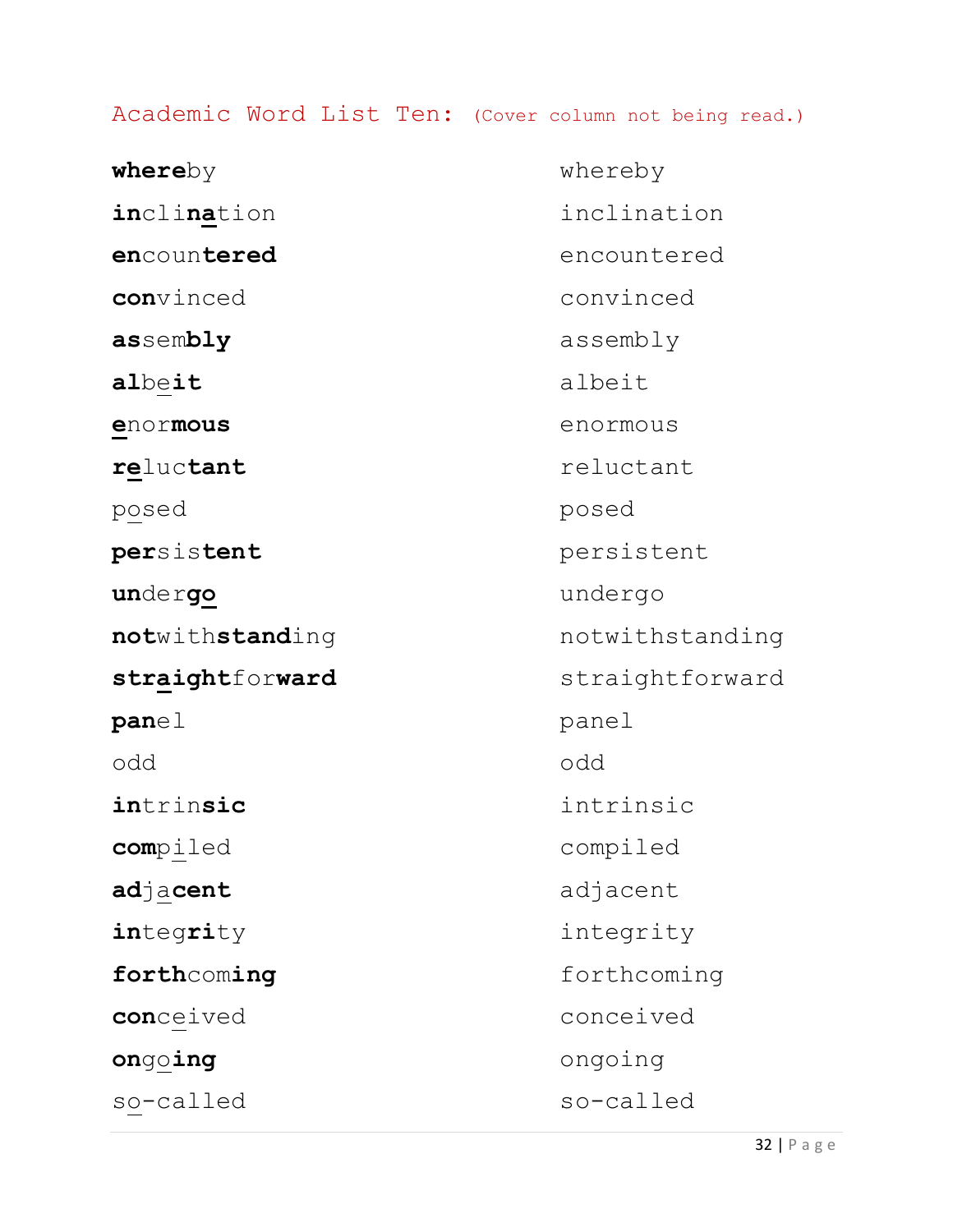Academic Word List Ten: (Cover column not being read.)

| | |
|---|---|
| **where**by | whereby |
| **in**cli**na**tion | inclination |
| **en**coun**tered** | encountered |
| **con**vinced | convinced |
| **as**sem**bly** | assembly |
| **al**be**it** | albeit |
| **e**nor**mous** | enormous |
| **re**luc**tant** | reluctant |
| posed | posed |
| **per**sis**tent** | persistent |
| **un**der**go** | undergo |
| **not**with**stand**ing | notwithstanding |
| **straight**for**ward** | straightforward |
| **pan**el | panel |
| odd | odd |
| **in**trin**sic** | intrinsic |
| **com**piled | compiled |
| **ad**ja**cent** | adjacent |
| **in**teg**ri**ty | integrity |
| **forth**com**ing** | forthcoming |
| **con**ceived | conceived |
| **on**go**ing** | ongoing |
| so-called | so-called |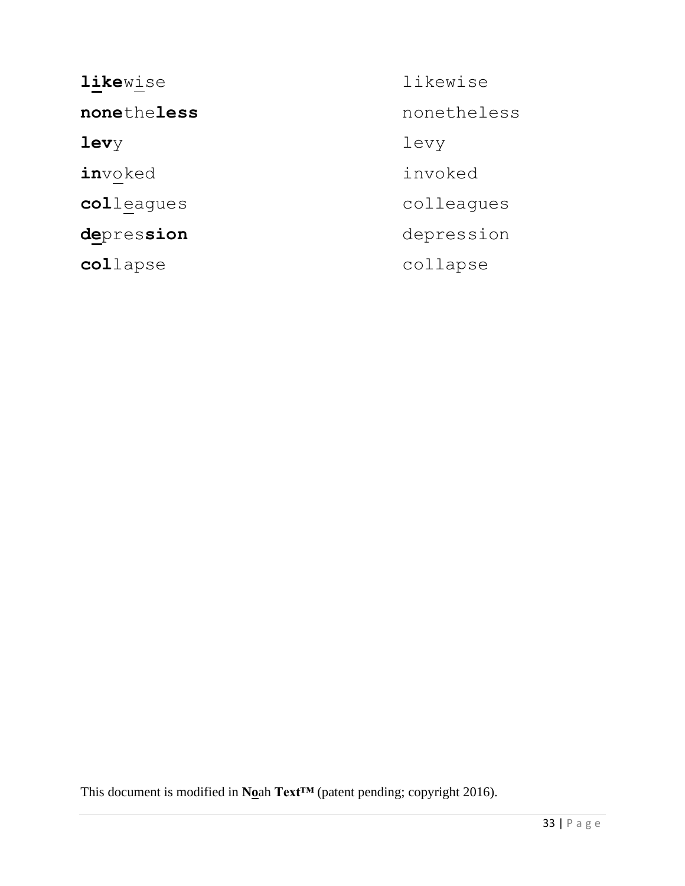| | |
|---|---|
| **like**wise | likewise |
| **none**the**less** | nonetheless |
| **lev**y | levy |
| **in**voked | invoked |
| **col**leagues | colleagues |
| **de**pres**sion** | depression |
| **col**lapse | collapse |

This document is modified in **No**ah **Text™** (patent pending; copyright 2016).